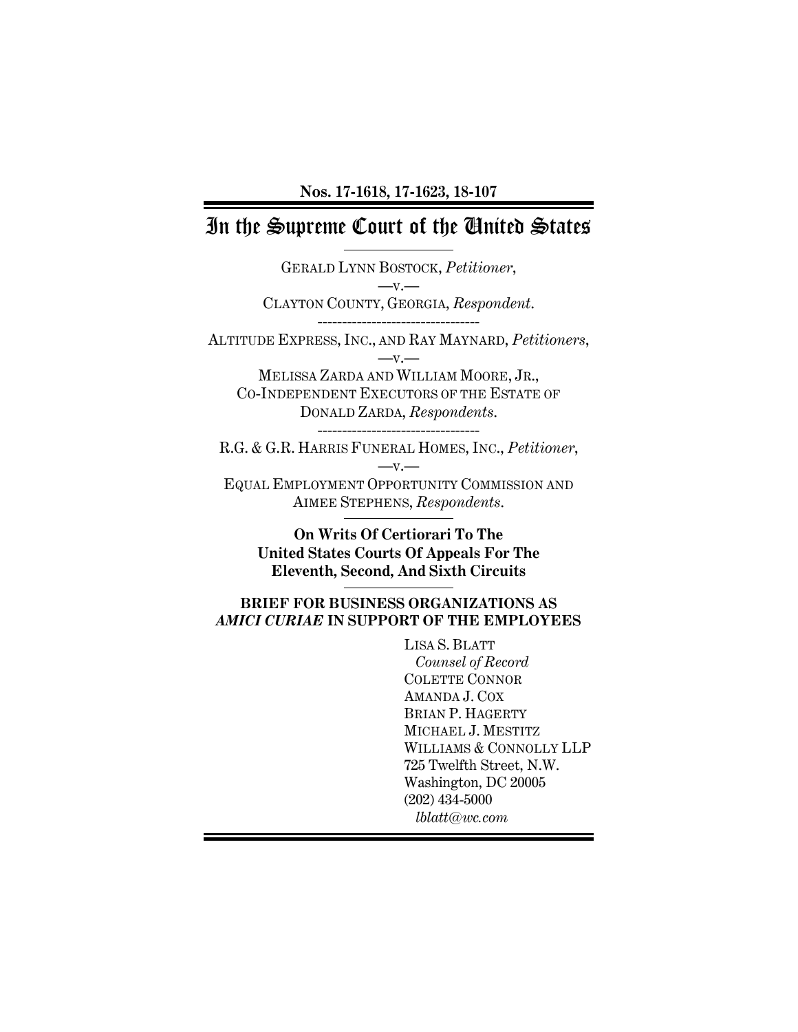**Nos. 17-1618, 17-1623, 18-107**

# In the Supreme Court of the United States

GERALD LYNN BOSTOCK, *Petitioner*,

—v.—

CLAYTON COUNTY, GEORGIA, *Respondent*.

---

ALTITUDE EXPRESS, INC., AND RAY MAYNARD, *Petitioners*,

—v.—

MELISSA ZARDA AND WILLIAM MOORE, JR., CO-INDEPENDENT EXECUTORS OF THE ESTATE OF DONALD ZARDA, *Respondents*.

---

R.G. & G.R. HARRIS FUNERAL HOMES, INC., *Petitioner*,

—v.—

EQUAL EMPLOYMENT OPPORTUNITY COMMISSION AND AIMEE STEPHENS, *Respondents*.

**On Writs Of Certiorari To The United States Courts Of Appeals For The Eleventh, Second, And Sixth Circuits**

**BRIEF FOR BUSINESS ORGANIZATIONS AS *AMICI CURIAE* IN SUPPORT OF THE EMPLOYEES**

LISA S. BLATT
*Counsel of Record*
COLETTE CONNOR
AMANDA J. COX
BRIAN P. HAGERTY
MICHAEL J. MESTITZ
WILLIAMS & CONNOLLY LLP
725 Twelfth Street, N.W.
Washington, DC 20005
(202) 434-5000
*lblatt@wc.com*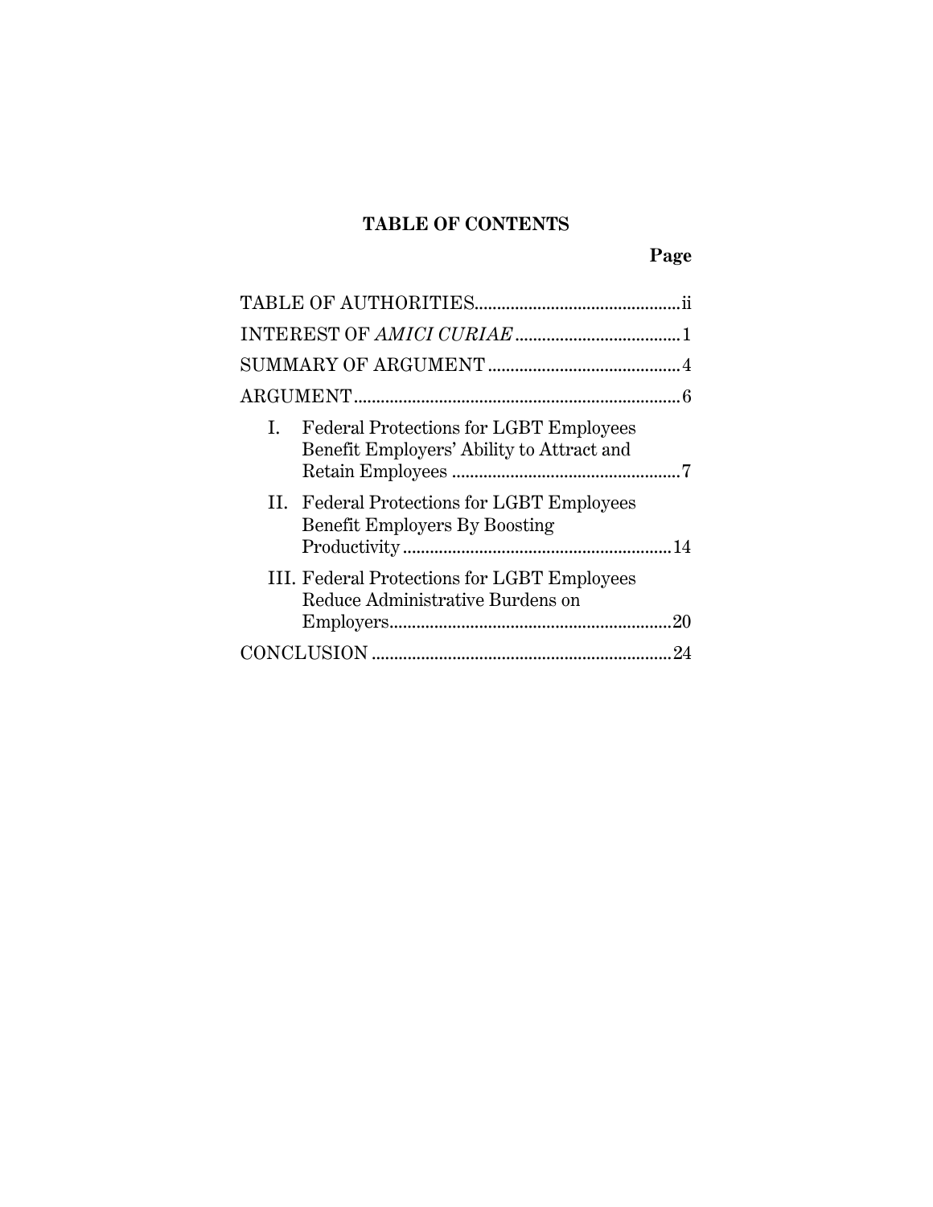## TABLE OF CONTENTS

| | Page |
|---|---|
| TABLE OF AUTHORITIES | ii |
| INTEREST OF *AMICI CURIAE* | 1 |
| SUMMARY OF ARGUMENT | 4 |
| ARGUMENT | 6 |
| I. Federal Protections for LGBT Employees Benefit Employers' Ability to Attract and Retain Employees | 7 |
| II. Federal Protections for LGBT Employees Benefit Employers By Boosting Productivity | 14 |
| III. Federal Protections for LGBT Employees Reduce Administrative Burdens on Employers | 20 |
| CONCLUSION | 24 |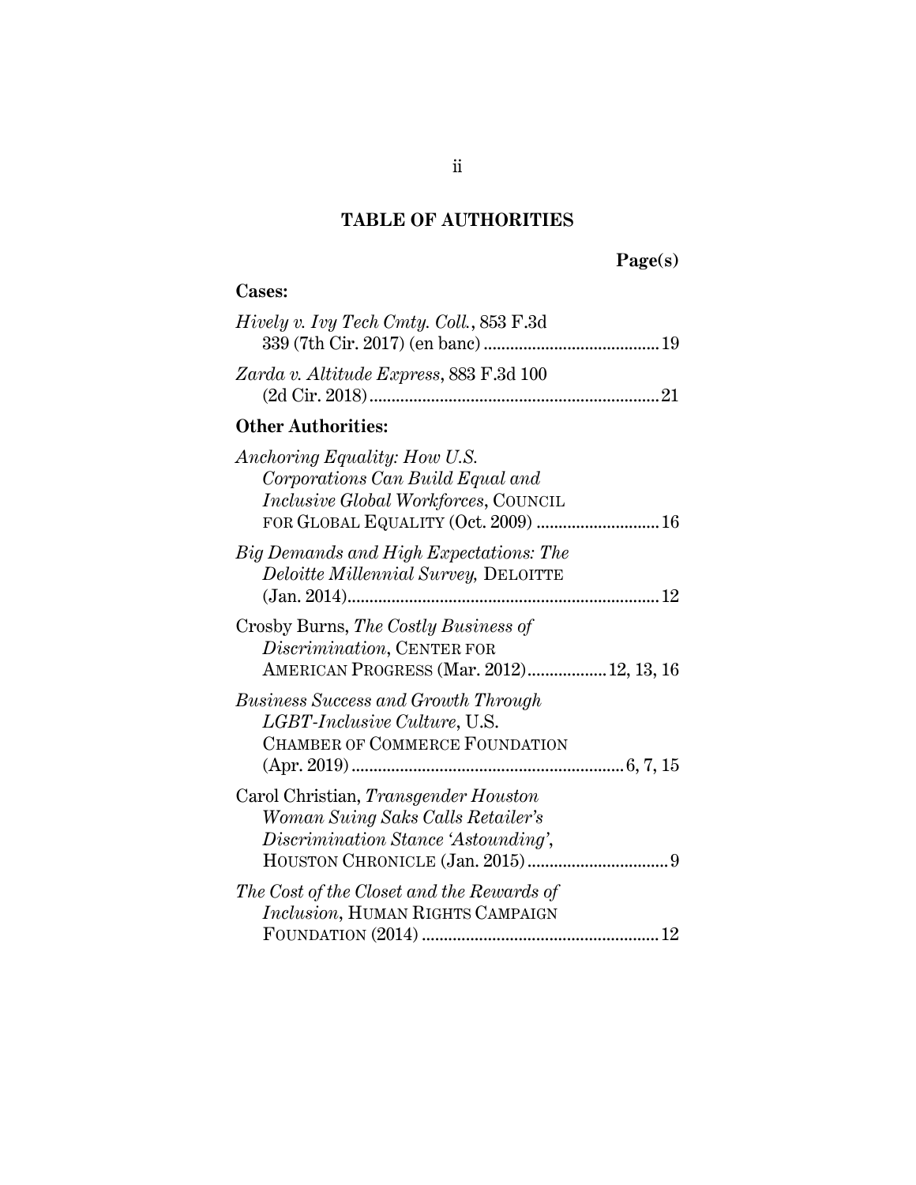## TABLE OF AUTHORITIES

**Page(s)**

**Cases:**

*Hively v. Ivy Tech Cmty. Coll.*, 853 F.3d 339 (7th Cir. 2017) (en banc) ........................................ 19

*Zarda v. Altitude Express*, 883 F.3d 100 (2d Cir. 2018) .................................................................. 21

**Other Authorities:**

*Anchoring Equality: How U.S. Corporations Can Build Equal and Inclusive Global Workforces*, COUNCIL FOR GLOBAL EQUALITY (Oct. 2009) ............................ 16

*Big Demands and High Expectations: The Deloitte Millennial Survey,* DELOITTE (Jan. 2014) ...................................................................... 12

Crosby Burns, *The Costly Business of Discrimination*, CENTER FOR AMERICAN PROGRESS (Mar. 2012) .................. 12, 13, 16

*Business Success and Growth Through LGBT-Inclusive Culture*, U.S. CHAMBER OF COMMERCE FOUNDATION (Apr. 2019) ............................................................. 6, 7, 15

Carol Christian, *Transgender Houston Woman Suing Saks Calls Retailer's Discrimination Stance 'Astounding'*, HOUSTON CHRONICLE (Jan. 2015) ................................ 9

*The Cost of the Closet and the Rewards of Inclusion*, HUMAN RIGHTS CAMPAIGN FOUNDATION (2014) ...................................................... 12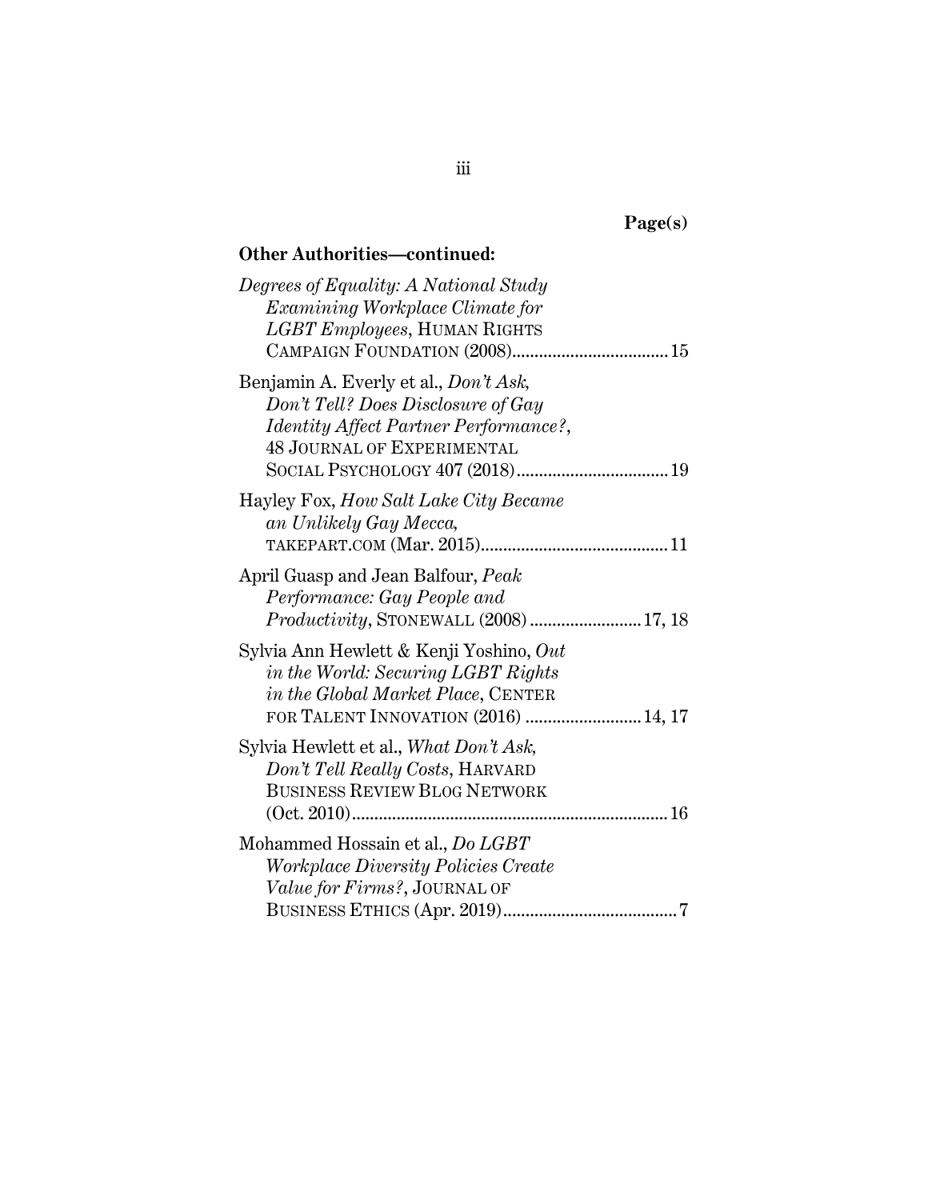**Page(s)**

**Other Authorities—continued:**

*Degrees of Equality: A National Study Examining Workplace Climate for LGBT Employees*, HUMAN RIGHTS CAMPAIGN FOUNDATION (2008)....................................15

Benjamin A. Everly et al., *Don't Ask, Don't Tell? Does Disclosure of Gay Identity Affect Partner Performance?*, 48 JOURNAL OF EXPERIMENTAL SOCIAL PSYCHOLOGY 407 (2018)..................................19

Hayley Fox, *How Salt Lake City Became an Unlikely Gay Mecca*, TAKEPART.COM (Mar. 2015)..........................................11

April Guasp and Jean Balfour, *Peak Performance: Gay People and Productivity*, STONEWALL (2008)........................17, 18

Sylvia Ann Hewlett & Kenji Yoshino, *Out in the World: Securing LGBT Rights in the Global Market Place*, CENTER FOR TALENT INNOVATION (2016)..........................14, 17

Sylvia Hewlett et al., *What Don't Ask, Don't Tell Really Costs*, HARVARD BUSINESS REVIEW BLOG NETWORK (Oct. 2010)......................................................................16

Mohammed Hossain et al., *Do LGBT Workplace Diversity Policies Create Value for Firms?*, JOURNAL OF BUSINESS ETHICS (Apr. 2019).......................................7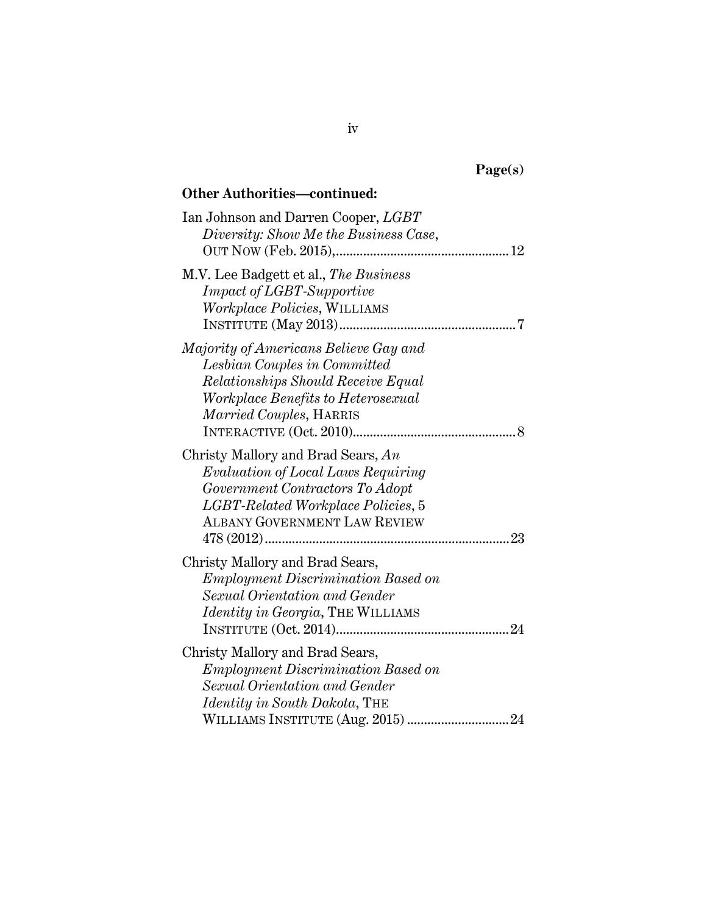**Page(s)**

**Other Authorities—continued:**

Ian Johnson and Darren Cooper, *LGBT Diversity: Show Me the Business Case*, OUT NOW (Feb. 2015), .................................................. 12

M.V. Lee Badgett et al., *The Business Impact of LGBT-Supportive Workplace Policies*, WILLIAMS INSTITUTE (May 2013) .................................................. 7

*Majority of Americans Believe Gay and Lesbian Couples in Committed Relationships Should Receive Equal Workplace Benefits to Heterosexual Married Couples*, HARRIS INTERACTIVE (Oct. 2010) .................................................. 8

Christy Mallory and Brad Sears, *An Evaluation of Local Laws Requiring Government Contractors To Adopt LGBT-Related Workplace Policies*, 5 ALBANY GOVERNMENT LAW REVIEW 478 (2012) .................................................. 23

Christy Mallory and Brad Sears, *Employment Discrimination Based on Sexual Orientation and Gender Identity in Georgia*, THE WILLIAMS INSTITUTE (Oct. 2014) .................................................. 24

Christy Mallory and Brad Sears, *Employment Discrimination Based on Sexual Orientation and Gender Identity in South Dakota*, THE WILLIAMS INSTITUTE (Aug. 2015) .................................................. 24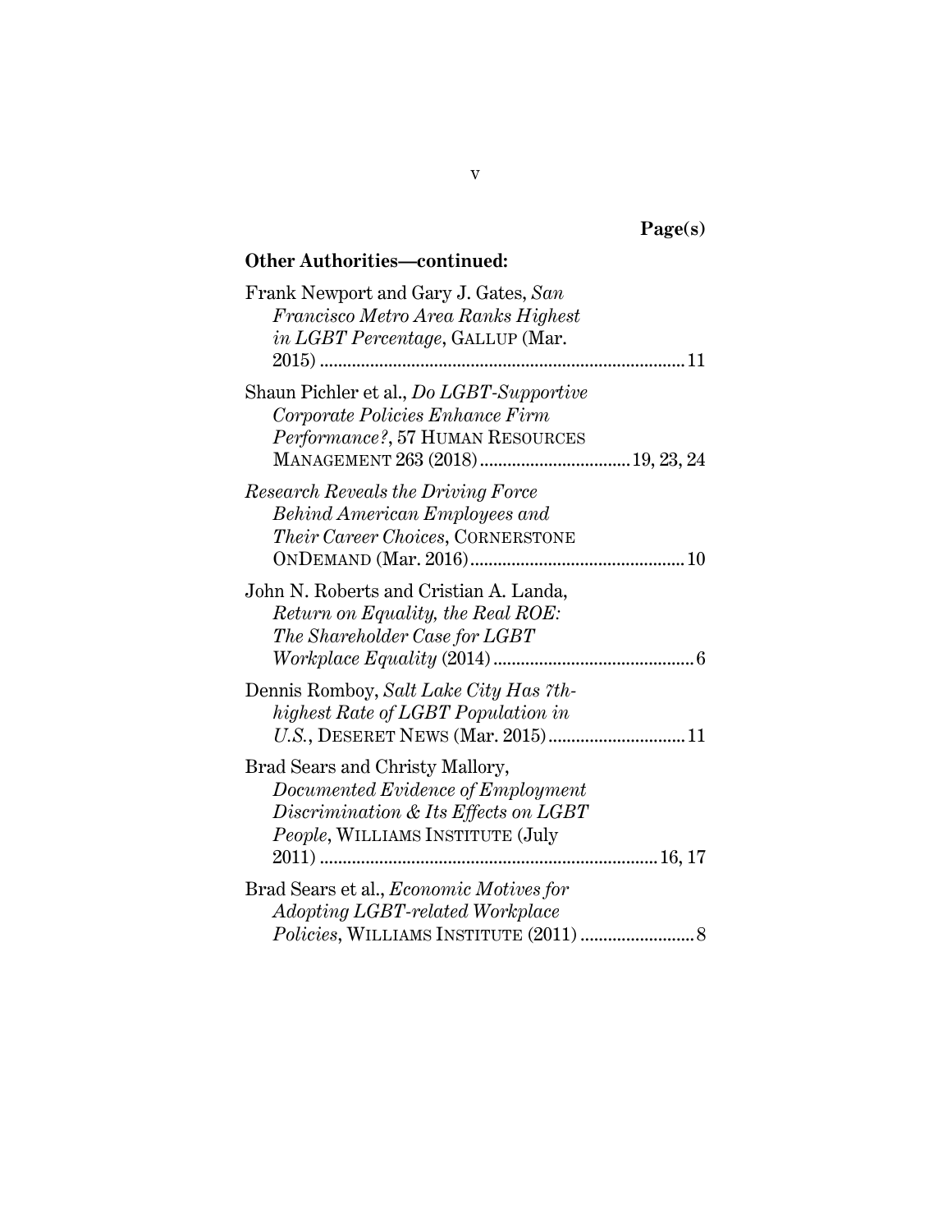Page(s)

**Other Authorities—continued:**

Frank Newport and Gary J. Gates, *San Francisco Metro Area Ranks Highest in LGBT Percentage*, GALLUP (Mar. 2015) ............................................................................ 11

Shaun Pichler et al., *Do LGBT-Supportive Corporate Policies Enhance Firm Performance?*, 57 HUMAN RESOURCES MANAGEMENT 263 (2018) ................................ 19, 23, 24

*Research Reveals the Driving Force Behind American Employees and Their Career Choices*, CORNERSTONE ONDEMAND (Mar. 2016) ............................................. 10

John N. Roberts and Cristian A. Landa, *Return on Equality, the Real ROE: The Shareholder Case for LGBT Workplace Equality* (2014) ........................................... 6

Dennis Romboy, *Salt Lake City Has 7th-highest Rate of LGBT Population in U.S.*, DESERET NEWS (Mar. 2015) ............................ 11

Brad Sears and Christy Mallory, *Documented Evidence of Employment Discrimination & Its Effects on LGBT People*, WILLIAMS INSTITUTE (July 2011) ......................................................................... 16, 17

Brad Sears et al., *Economic Motives for Adopting LGBT-related Workplace Policies*, WILLIAMS INSTITUTE (2011) ........................ 8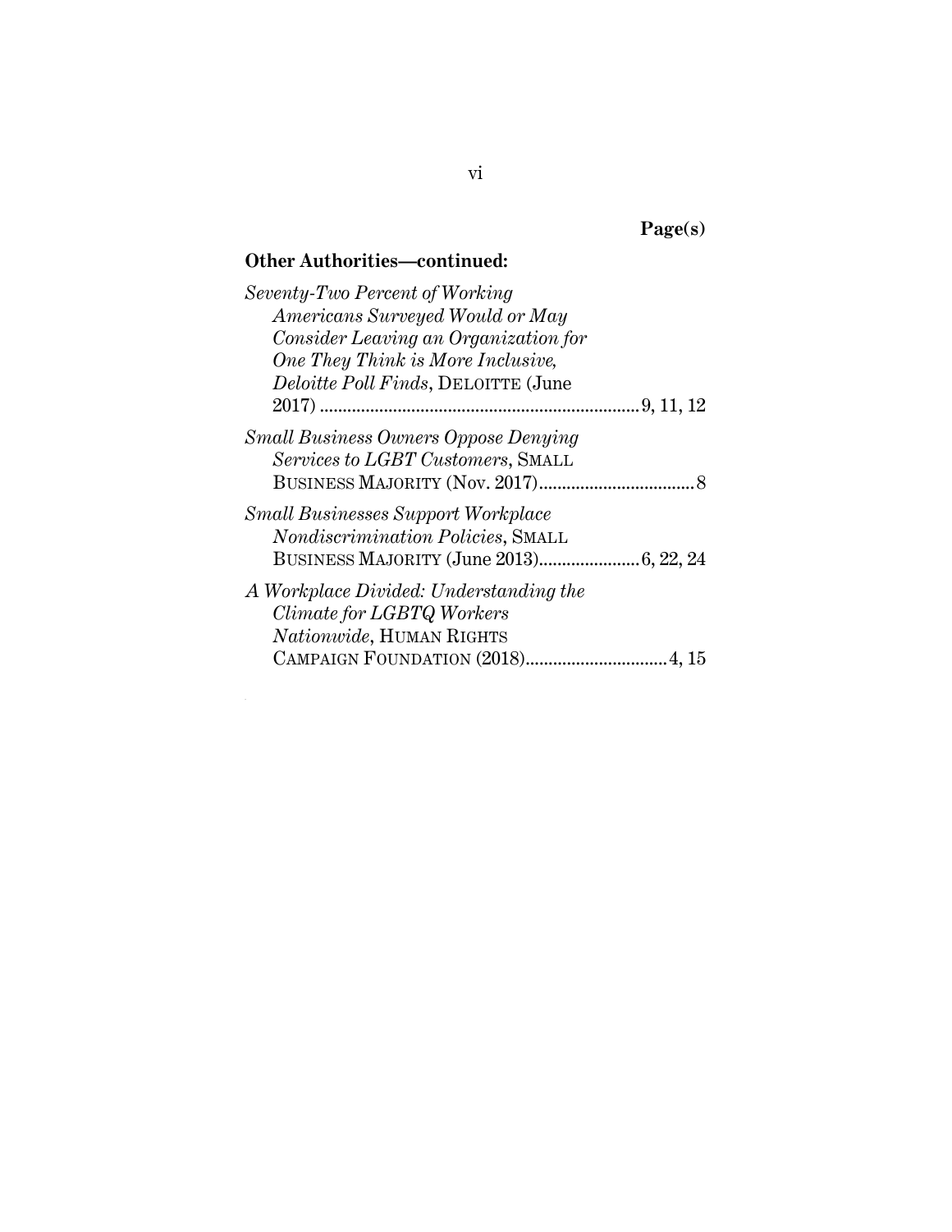Page(s)

**Other Authorities—continued:**

*Seventy-Two Percent of Working Americans Surveyed Would or May Consider Leaving an Organization for One They Think is More Inclusive, Deloitte Poll Finds*, DELOITTE (June 2017) .................................................................... 9, 11, 12

*Small Business Owners Oppose Denying Services to LGBT Customers*, SMALL BUSINESS MAJORITY (Nov. 2017).................................. 8

*Small Businesses Support Workplace Nondiscrimination Policies*, SMALL BUSINESS MAJORITY (June 2013)...................... 6, 22, 24

*A Workplace Divided: Understanding the Climate for LGBTQ Workers Nationwide*, HUMAN RIGHTS CAMPAIGN FOUNDATION (2018)............................... 4, 15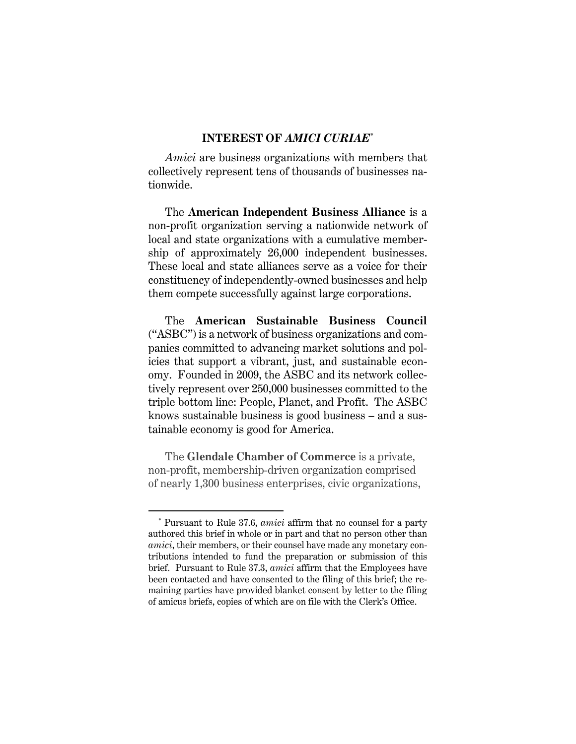## INTEREST OF *AMICI CURIAE*[*]

*Amici* are business organizations with members that collectively represent tens of thousands of businesses nationwide.

The **American Independent Business Alliance** is a non-profit organization serving a nationwide network of local and state organizations with a cumulative membership of approximately 26,000 independent businesses. These local and state alliances serve as a voice for their constituency of independently-owned businesses and help them compete successfully against large corporations.

The **American Sustainable Business Council** ("ASBC") is a network of business organizations and companies committed to advancing market solutions and policies that support a vibrant, just, and sustainable economy. Founded in 2009, the ASBC and its network collectively represent over 250,000 businesses committed to the triple bottom line: People, Planet, and Profit. The ASBC knows sustainable business is good business – and a sustainable economy is good for America.

The **Glendale Chamber of Commerce** is a private, non-profit, membership-driven organization comprised of nearly 1,300 business enterprises, civic organizations,

---

[*] Pursuant to Rule 37.6, *amici* affirm that no counsel for a party authored this brief in whole or in part and that no person other than *amici*, their members, or their counsel have made any monetary contributions intended to fund the preparation or submission of this brief. Pursuant to Rule 37.3, *amici* affirm that the Employees have been contacted and have consented to the filing of this brief; the remaining parties have provided blanket consent by letter to the filing of amicus briefs, copies of which are on file with the Clerk's Office.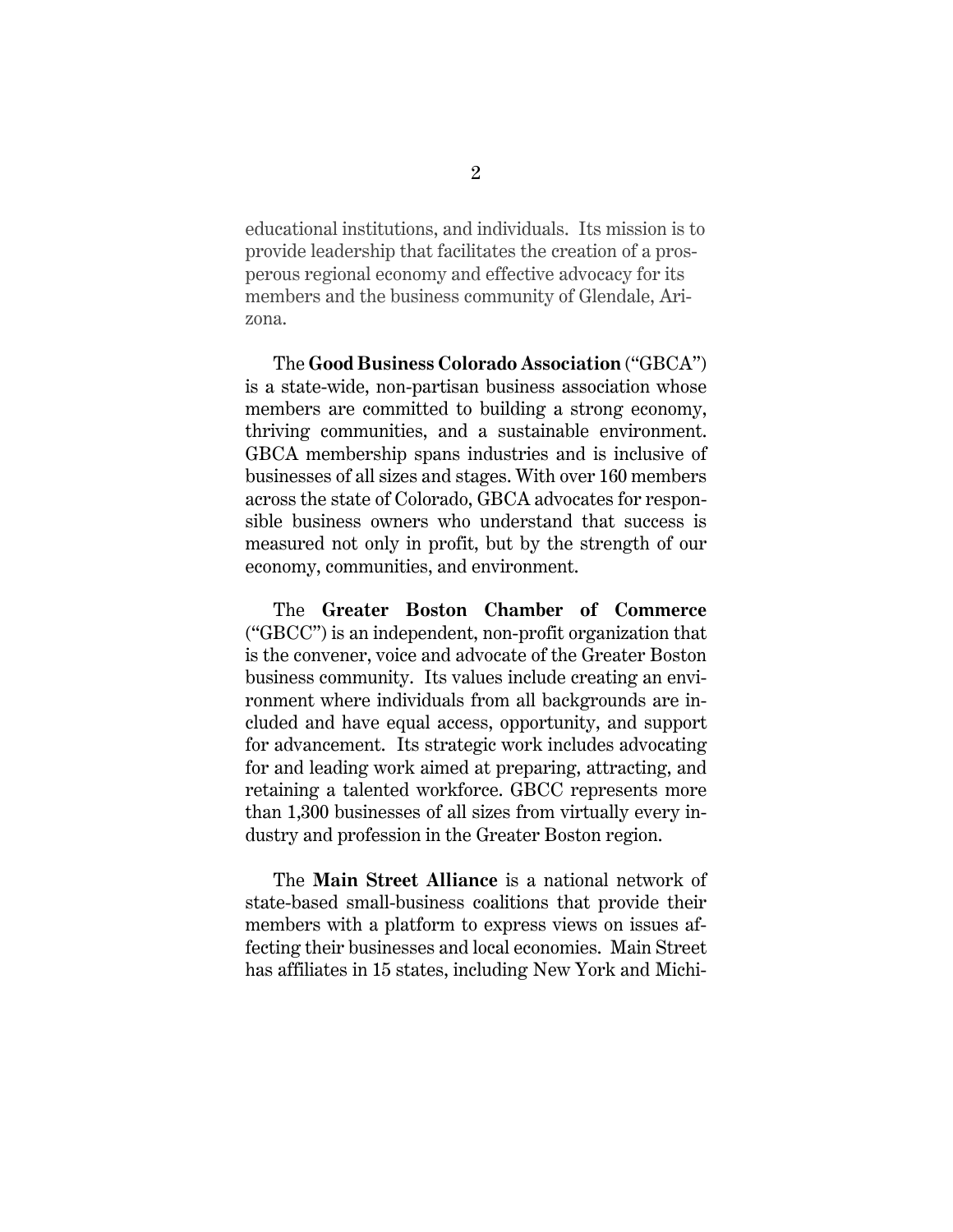educational institutions, and individuals. Its mission is to provide leadership that facilitates the creation of a prosperous regional economy and effective advocacy for its members and the business community of Glendale, Arizona.

The **Good Business Colorado Association** ("GBCA") is a state-wide, non-partisan business association whose members are committed to building a strong economy, thriving communities, and a sustainable environment. GBCA membership spans industries and is inclusive of businesses of all sizes and stages. With over 160 members across the state of Colorado, GBCA advocates for responsible business owners who understand that success is measured not only in profit, but by the strength of our economy, communities, and environment.

The **Greater Boston Chamber of Commerce** ("GBCC") is an independent, non-profit organization that is the convener, voice and advocate of the Greater Boston business community. Its values include creating an environment where individuals from all backgrounds are included and have equal access, opportunity, and support for advancement. Its strategic work includes advocating for and leading work aimed at preparing, attracting, and retaining a talented workforce. GBCC represents more than 1,300 businesses of all sizes from virtually every industry and profession in the Greater Boston region.

The **Main Street Alliance** is a national network of state-based small-business coalitions that provide their members with a platform to express views on issues affecting their businesses and local economies. Main Street has affiliates in 15 states, including New York and Michi-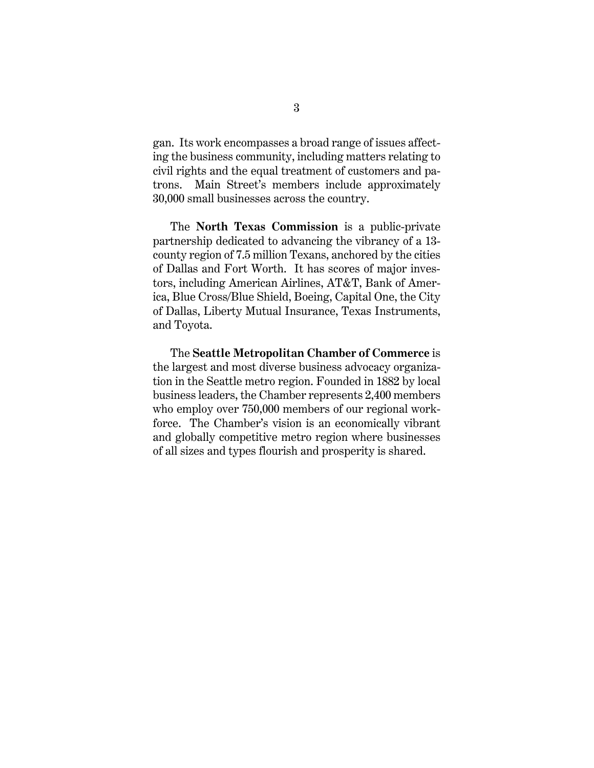gan. Its work encompasses a broad range of issues affecting the business community, including matters relating to civil rights and the equal treatment of customers and patrons. Main Street's members include approximately 30,000 small businesses across the country.

The **North Texas Commission** is a public-private partnership dedicated to advancing the vibrancy of a 13-county region of 7.5 million Texans, anchored by the cities of Dallas and Fort Worth. It has scores of major investors, including American Airlines, AT&T, Bank of America, Blue Cross/Blue Shield, Boeing, Capital One, the City of Dallas, Liberty Mutual Insurance, Texas Instruments, and Toyota.

The **Seattle Metropolitan Chamber of Commerce** is the largest and most diverse business advocacy organization in the Seattle metro region. Founded in 1882 by local business leaders, the Chamber represents 2,400 members who employ over 750,000 members of our regional workforce. The Chamber's vision is an economically vibrant and globally competitive metro region where businesses of all sizes and types flourish and prosperity is shared.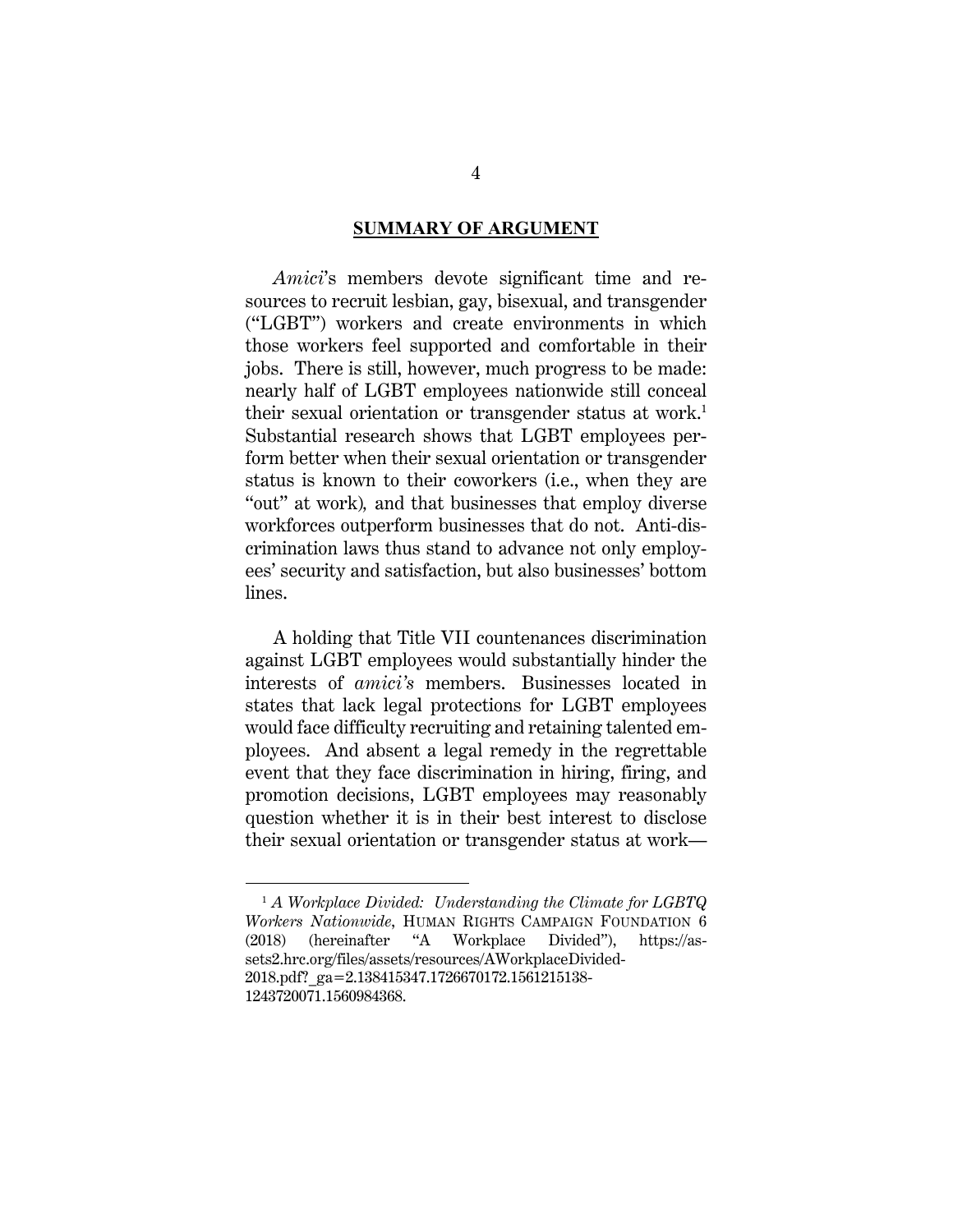## SUMMARY OF ARGUMENT

*Amici*'s members devote significant time and resources to recruit lesbian, gay, bisexual, and transgender ("LGBT") workers and create environments in which those workers feel supported and comfortable in their jobs. There is still, however, much progress to be made: nearly half of LGBT employees nationwide still conceal their sexual orientation or transgender status at work.[1] Substantial research shows that LGBT employees perform better when their sexual orientation or transgender status is known to their coworkers (i.e., when they are "out" at work), and that businesses that employ diverse workforces outperform businesses that do not. Anti-discrimination laws thus stand to advance not only employees' security and satisfaction, but also businesses' bottom lines.

A holding that Title VII countenances discrimination against LGBT employees would substantially hinder the interests of *amici's* members. Businesses located in states that lack legal protections for LGBT employees would face difficulty recruiting and retaining talented employees. And absent a legal remedy in the regrettable event that they face discrimination in hiring, firing, and promotion decisions, LGBT employees may reasonably question whether it is in their best interest to disclose their sexual orientation or transgender status at work—

---

[1] *A Workplace Divided: Understanding the Climate for LGBTQ Workers Nationwide*, HUMAN RIGHTS CAMPAIGN FOUNDATION 6 (2018) (hereinafter "A Workplace Divided"), https://assets2.hrc.org/files/assets/resources/AWorkplaceDivided-2018.pdf?_ga=2.138415347.1726670172.1561215138-1243720071.1560984368.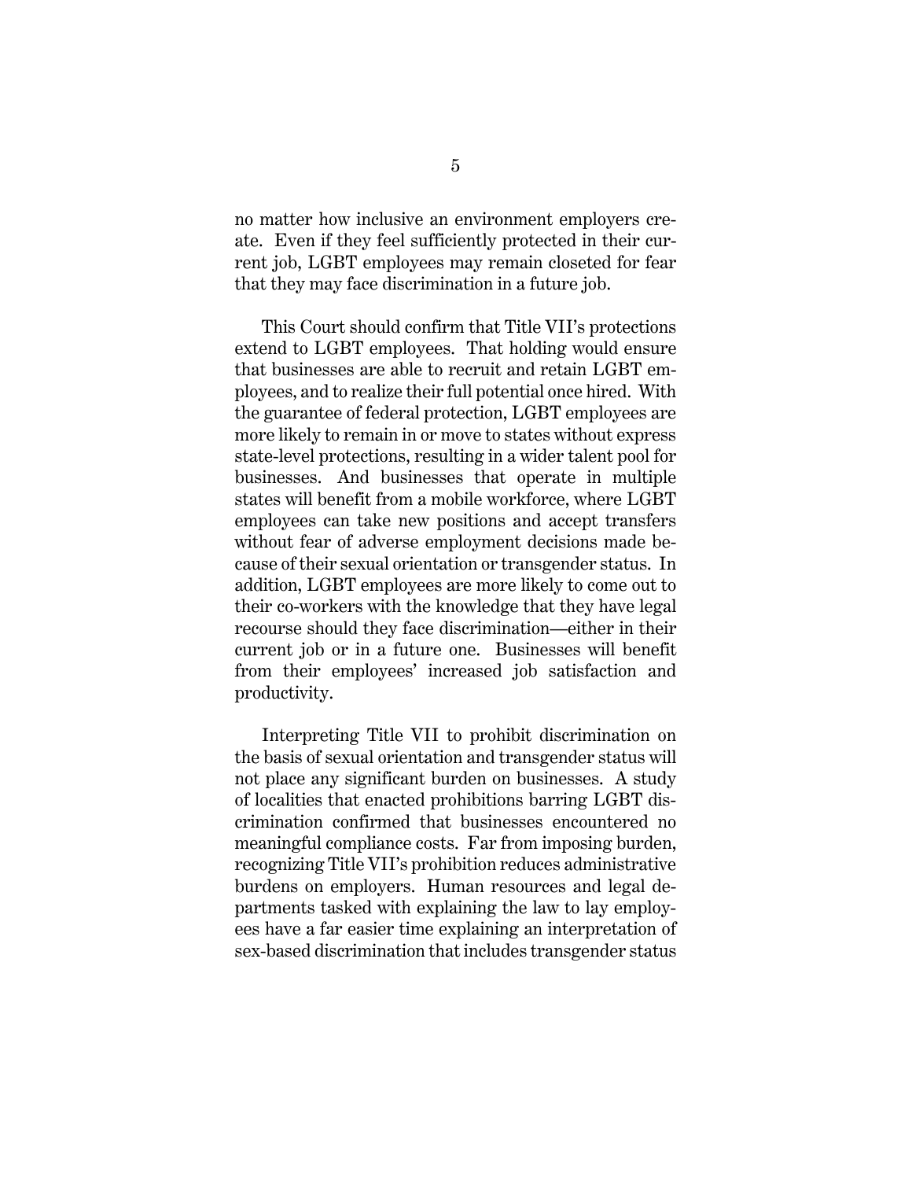no matter how inclusive an environment employers create. Even if they feel sufficiently protected in their current job, LGBT employees may remain closeted for fear that they may face discrimination in a future job.

This Court should confirm that Title VII's protections extend to LGBT employees. That holding would ensure that businesses are able to recruit and retain LGBT employees, and to realize their full potential once hired. With the guarantee of federal protection, LGBT employees are more likely to remain in or move to states without express state-level protections, resulting in a wider talent pool for businesses. And businesses that operate in multiple states will benefit from a mobile workforce, where LGBT employees can take new positions and accept transfers without fear of adverse employment decisions made because of their sexual orientation or transgender status. In addition, LGBT employees are more likely to come out to their co-workers with the knowledge that they have legal recourse should they face discrimination—either in their current job or in a future one. Businesses will benefit from their employees' increased job satisfaction and productivity.

Interpreting Title VII to prohibit discrimination on the basis of sexual orientation and transgender status will not place any significant burden on businesses. A study of localities that enacted prohibitions barring LGBT discrimination confirmed that businesses encountered no meaningful compliance costs. Far from imposing burden, recognizing Title VII's prohibition reduces administrative burdens on employers. Human resources and legal departments tasked with explaining the law to lay employees have a far easier time explaining an interpretation of sex-based discrimination that includes transgender status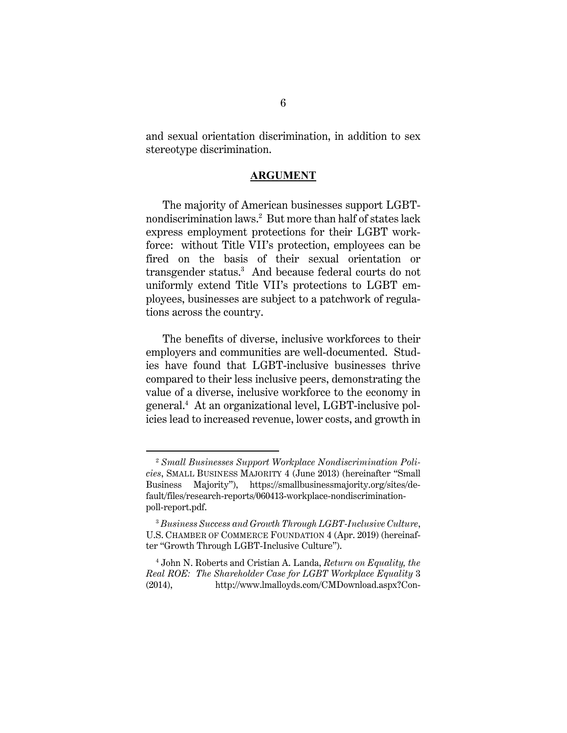and sexual orientation discrimination, in addition to sex stereotype discrimination.

## ARGUMENT

The majority of American businesses support LGBT-nondiscrimination laws.[2] But more than half of states lack express employment protections for their LGBT workforce: without Title VII's protection, employees can be fired on the basis of their sexual orientation or transgender status.[3] And because federal courts do not uniformly extend Title VII's protections to LGBT employees, businesses are subject to a patchwork of regulations across the country.

The benefits of diverse, inclusive workforces to their employers and communities are well-documented. Studies have found that LGBT-inclusive businesses thrive compared to their less inclusive peers, demonstrating the value of a diverse, inclusive workforce to the economy in general.[4] At an organizational level, LGBT-inclusive policies lead to increased revenue, lower costs, and growth in

---

[2] *Small Businesses Support Workplace Nondiscrimination Policies*, SMALL BUSINESS MAJORITY 4 (June 2013) (hereinafter "Small Business Majority"), https://smallbusinessmajority.org/sites/default/files/research-reports/060413-workplace-nondiscrimination-poll-report.pdf.

[3] *Business Success and Growth Through LGBT-Inclusive Culture*, U.S. CHAMBER OF COMMERCE FOUNDATION 4 (Apr. 2019) (hereinafter "Growth Through LGBT-Inclusive Culture").

[4] John N. Roberts and Cristian A. Landa, *Return on Equality, the Real ROE: The Shareholder Case for LGBT Workplace Equality* 3 (2014), http://www.lmalloyds.com/CMDownload.aspx?Con-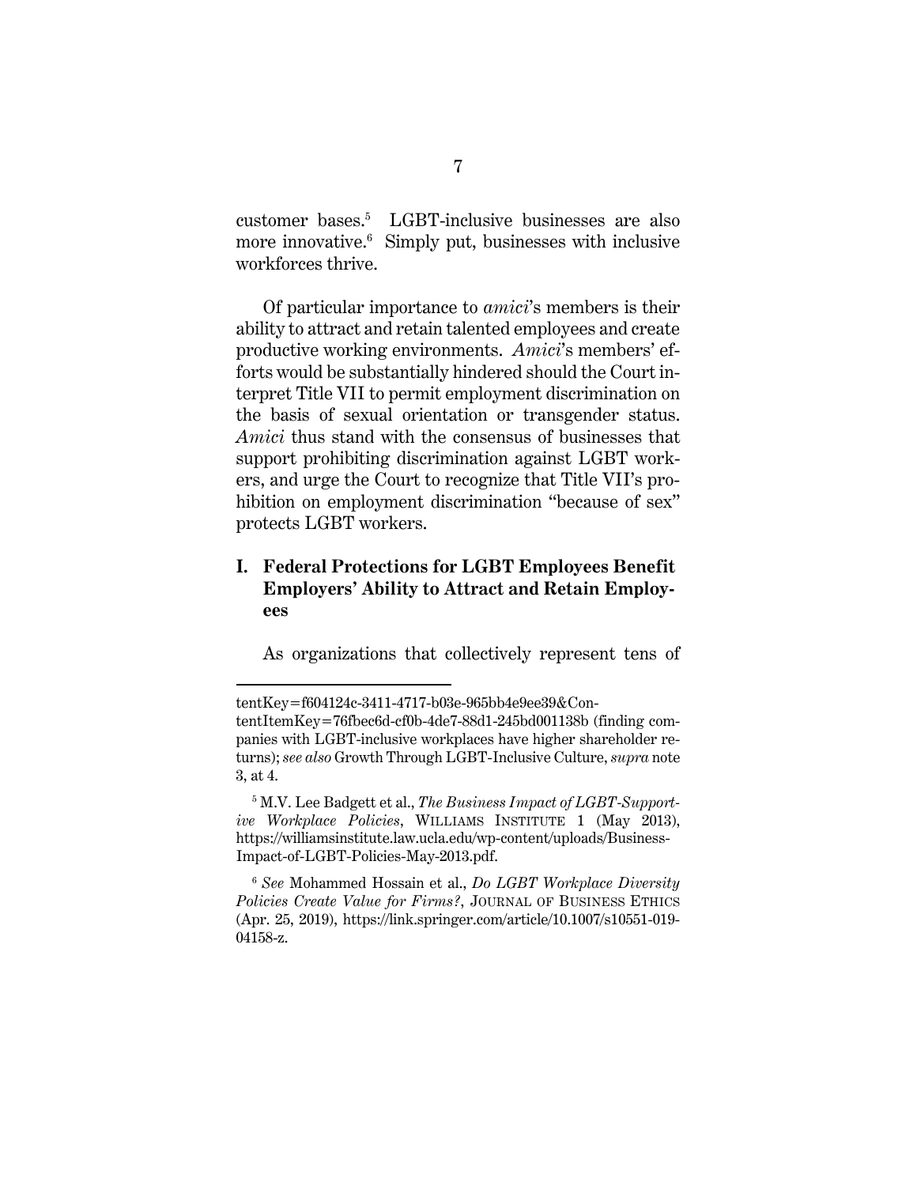customer bases.[5] LGBT-inclusive businesses are also more innovative.[6] Simply put, businesses with inclusive workforces thrive.

Of particular importance to *amici*'s members is their ability to attract and retain talented employees and create productive working environments. *Amici*'s members' efforts would be substantially hindered should the Court interpret Title VII to permit employment discrimination on the basis of sexual orientation or transgender status. *Amici* thus stand with the consensus of businesses that support prohibiting discrimination against LGBT workers, and urge the Court to recognize that Title VII's prohibition on employment discrimination "because of sex" protects LGBT workers.

## I. Federal Protections for LGBT Employees Benefit Employers' Ability to Attract and Retain Employees

As organizations that collectively represent tens of

---

tentKey=f604124c-3411-4717-b03e-965bb4e9ee39&ContentItemKey=76fbec6d-cf0b-4de7-88d1-245bd001138b (finding companies with LGBT-inclusive workplaces have higher shareholder returns); *see also* Growth Through LGBT-Inclusive Culture, *supra* note 3, at 4.

[5] M.V. Lee Badgett et al., *The Business Impact of LGBT-Supportive Workplace Policies*, WILLIAMS INSTITUTE 1 (May 2013), https://williamsinstitute.law.ucla.edu/wp-content/uploads/Business-Impact-of-LGBT-Policies-May-2013.pdf.

[6] *See* Mohammed Hossain et al., *Do LGBT Workplace Diversity Policies Create Value for Firms?*, JOURNAL OF BUSINESS ETHICS (Apr. 25, 2019), https://link.springer.com/article/10.1007/s10551-019-04158-z.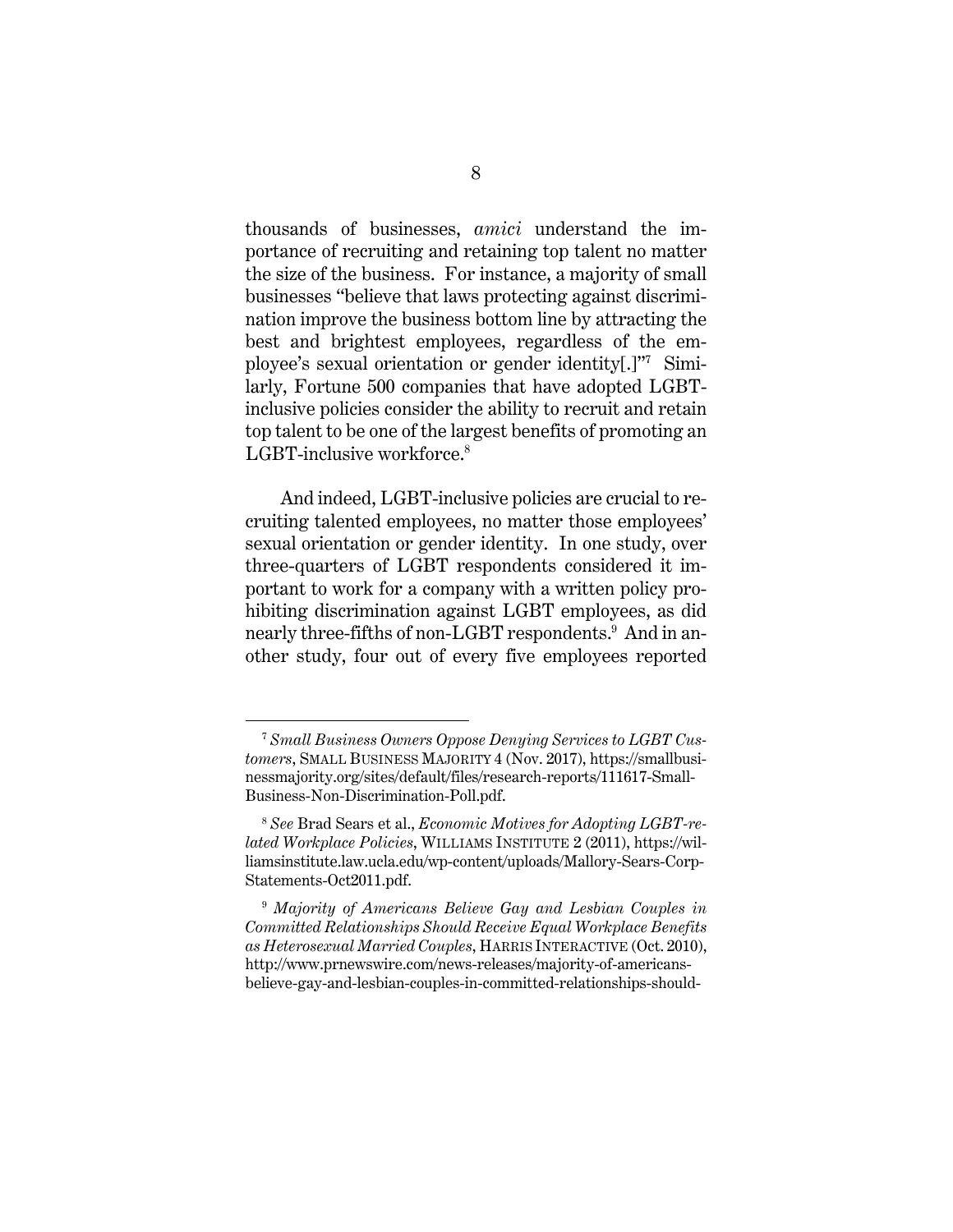thousands of businesses, *amici* understand the importance of recruiting and retaining top talent no matter the size of the business. For instance, a majority of small businesses "believe that laws protecting against discrimination improve the business bottom line by attracting the best and brightest employees, regardless of the employee's sexual orientation or gender identity[.]"[7] Similarly, Fortune 500 companies that have adopted LGBT-inclusive policies consider the ability to recruit and retain top talent to be one of the largest benefits of promoting an LGBT-inclusive workforce.[8]

And indeed, LGBT-inclusive policies are crucial to recruiting talented employees, no matter those employees' sexual orientation or gender identity. In one study, over three-quarters of LGBT respondents considered it important to work for a company with a written policy prohibiting discrimination against LGBT employees, as did nearly three-fifths of non-LGBT respondents.[9] And in another study, four out of every five employees reported

---

[7] *Small Business Owners Oppose Denying Services to LGBT Customers*, SMALL BUSINESS MAJORITY 4 (Nov. 2017), https://smallbusinessmajority.org/sites/default/files/research-reports/111617-Small-Business-Non-Discrimination-Poll.pdf.

[8] *See* Brad Sears et al., *Economic Motives for Adopting LGBT-related Workplace Policies*, WILLIAMS INSTITUTE 2 (2011), https://williamsinstitute.law.ucla.edu/wp-content/uploads/Mallory-Sears-Corp-Statements-Oct2011.pdf.

[9] *Majority of Americans Believe Gay and Lesbian Couples in Committed Relationships Should Receive Equal Workplace Benefits as Heterosexual Married Couples*, HARRIS INTERACTIVE (Oct. 2010), http://www.prnewswire.com/news-releases/majority-of-americans-believe-gay-and-lesbian-couples-in-committed-relationships-should-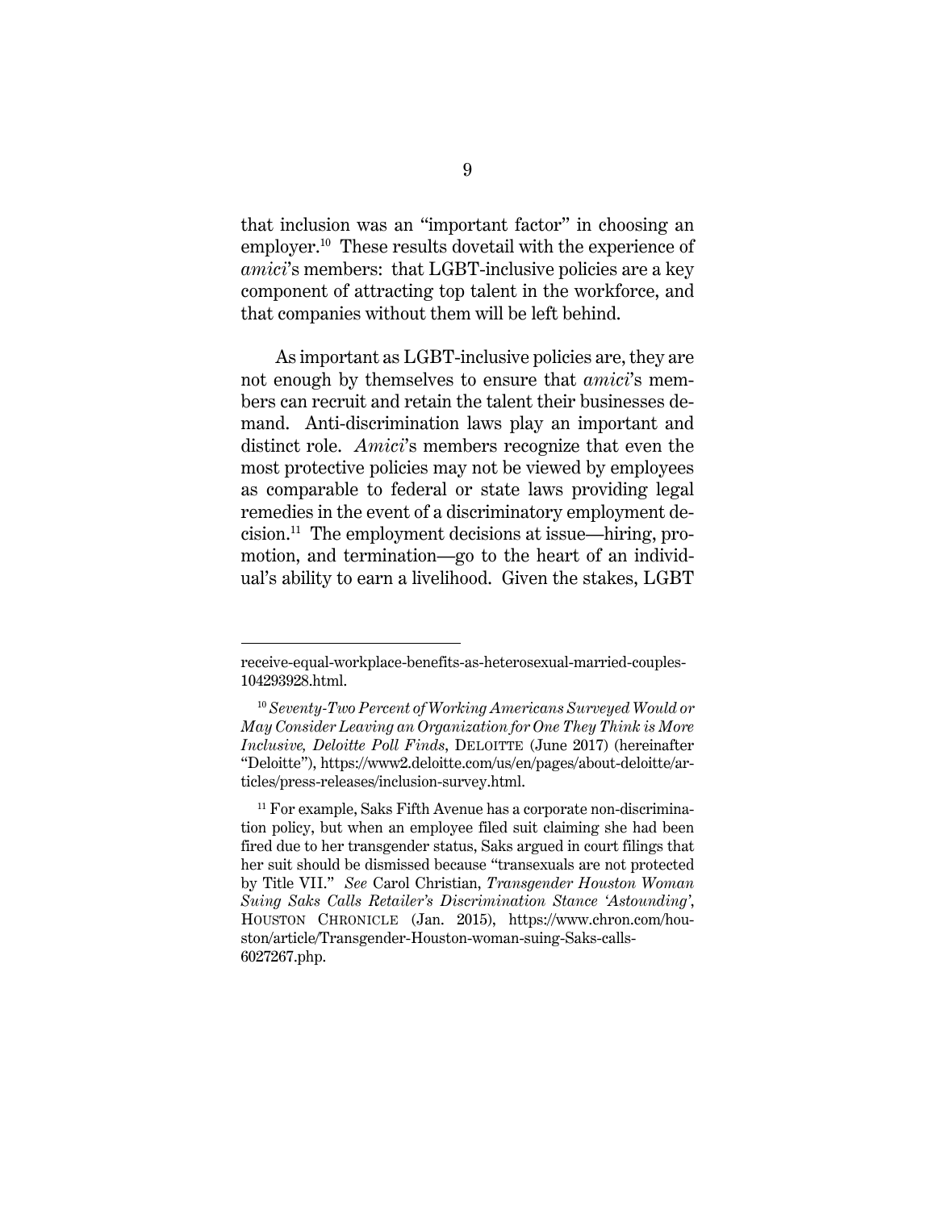that inclusion was an "important factor" in choosing an employer.[10] These results dovetail with the experience of *amici*'s members: that LGBT-inclusive policies are a key component of attracting top talent in the workforce, and that companies without them will be left behind.

As important as LGBT-inclusive policies are, they are not enough by themselves to ensure that *amici*'s members can recruit and retain the talent their businesses demand. Anti-discrimination laws play an important and distinct role. *Amici*'s members recognize that even the most protective policies may not be viewed by employees as comparable to federal or state laws providing legal remedies in the event of a discriminatory employment decision.[11] The employment decisions at issue—hiring, promotion, and termination—go to the heart of an individual's ability to earn a livelihood. Given the stakes, LGBT

---

receive-equal-workplace-benefits-as-heterosexual-married-couples-104293928.html.

[10] *Seventy-Two Percent of Working Americans Surveyed Would or May Consider Leaving an Organization for One They Think is More Inclusive, Deloitte Poll Finds*, DELOITTE (June 2017) (hereinafter "Deloitte"), https://www2.deloitte.com/us/en/pages/about-deloitte/articles/press-releases/inclusion-survey.html.

[11] For example, Saks Fifth Avenue has a corporate non-discrimination policy, but when an employee filed suit claiming she had been fired due to her transgender status, Saks argued in court filings that her suit should be dismissed because "transexuals are not protected by Title VII." *See* Carol Christian, *Transgender Houston Woman Suing Saks Calls Retailer's Discrimination Stance 'Astounding'*, HOUSTON CHRONICLE (Jan. 2015), https://www.chron.com/houston/article/Transgender-Houston-woman-suing-Saks-calls-6027267.php.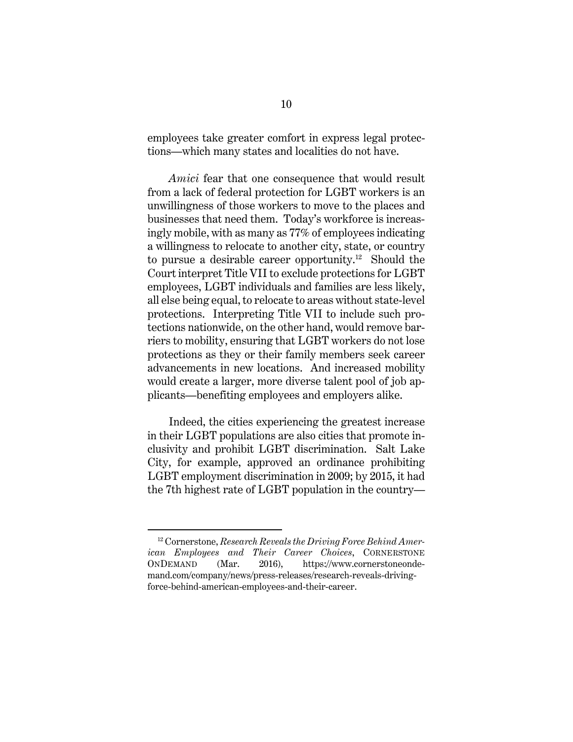employees take greater comfort in express legal protections—which many states and localities do not have.

*Amici* fear that one consequence that would result from a lack of federal protection for LGBT workers is an unwillingness of those workers to move to the places and businesses that need them. Today's workforce is increasingly mobile, with as many as 77% of employees indicating a willingness to relocate to another city, state, or country to pursue a desirable career opportunity.[12] Should the Court interpret Title VII to exclude protections for LGBT employees, LGBT individuals and families are less likely, all else being equal, to relocate to areas without state-level protections. Interpreting Title VII to include such protections nationwide, on the other hand, would remove barriers to mobility, ensuring that LGBT workers do not lose protections as they or their family members seek career advancements in new locations. And increased mobility would create a larger, more diverse talent pool of job applicants—benefiting employees and employers alike.

Indeed, the cities experiencing the greatest increase in their LGBT populations are also cities that promote inclusivity and prohibit LGBT discrimination. Salt Lake City, for example, approved an ordinance prohibiting LGBT employment discrimination in 2009; by 2015, it had the 7th highest rate of LGBT population in the country—

---

[12] Cornerstone, *Research Reveals the Driving Force Behind American Employees and Their Career Choices*, CORNERSTONE ONDEMAND (Mar. 2016), https://www.cornerstoneondemand.com/company/news/press-releases/research-reveals-driving-force-behind-american-employees-and-their-career.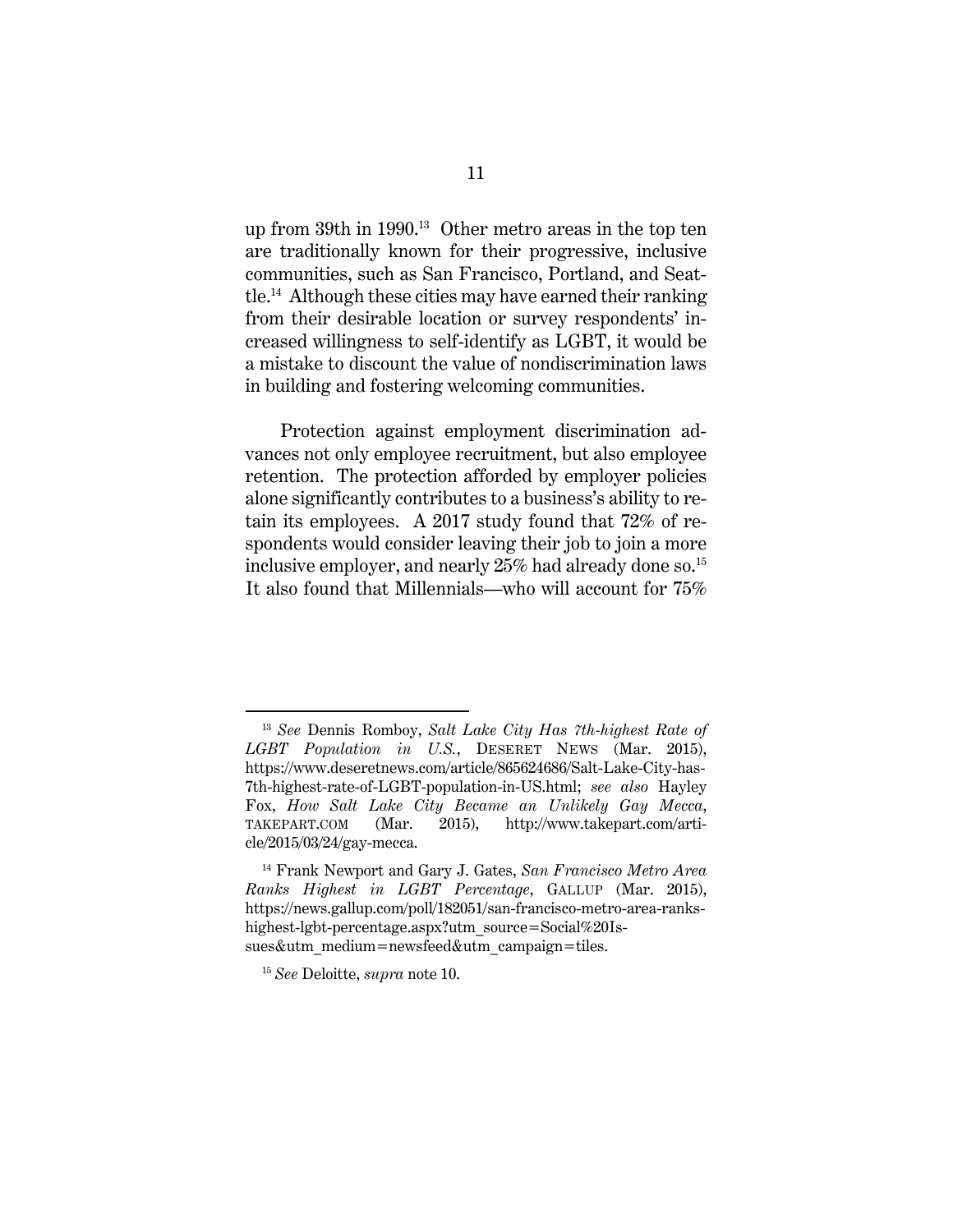up from 39th in 1990.[13] Other metro areas in the top ten are traditionally known for their progressive, inclusive communities, such as San Francisco, Portland, and Seattle.[14] Although these cities may have earned their ranking from their desirable location or survey respondents' increased willingness to self-identify as LGBT, it would be a mistake to discount the value of nondiscrimination laws in building and fostering welcoming communities.

Protection against employment discrimination advances not only employee recruitment, but also employee retention. The protection afforded by employer policies alone significantly contributes to a business's ability to retain its employees. A 2017 study found that 72% of respondents would consider leaving their job to join a more inclusive employer, and nearly 25% had already done so.[15] It also found that Millennials—who will account for 75%

---

[13] *See* Dennis Romboy, *Salt Lake City Has 7th-highest Rate of LGBT Population in U.S.*, DESERET NEWS (Mar. 2015), https://www.deseretnews.com/article/865624686/Salt-Lake-City-has-7th-highest-rate-of-LGBT-population-in-US.html; *see also* Hayley Fox, *How Salt Lake City Became an Unlikely Gay Mecca*, TAKEPART.COM (Mar. 2015), http://www.takepart.com/article/2015/03/24/gay-mecca.

[14] Frank Newport and Gary J. Gates, *San Francisco Metro Area Ranks Highest in LGBT Percentage*, GALLUP (Mar. 2015), https://news.gallup.com/poll/182051/san-francisco-metro-area-ranks-highest-lgbt-percentage.aspx?utm_source=Social%20Issues&utm_medium=newsfeed&utm_campaign=tiles.

[15] *See* Deloitte, *supra* note 10.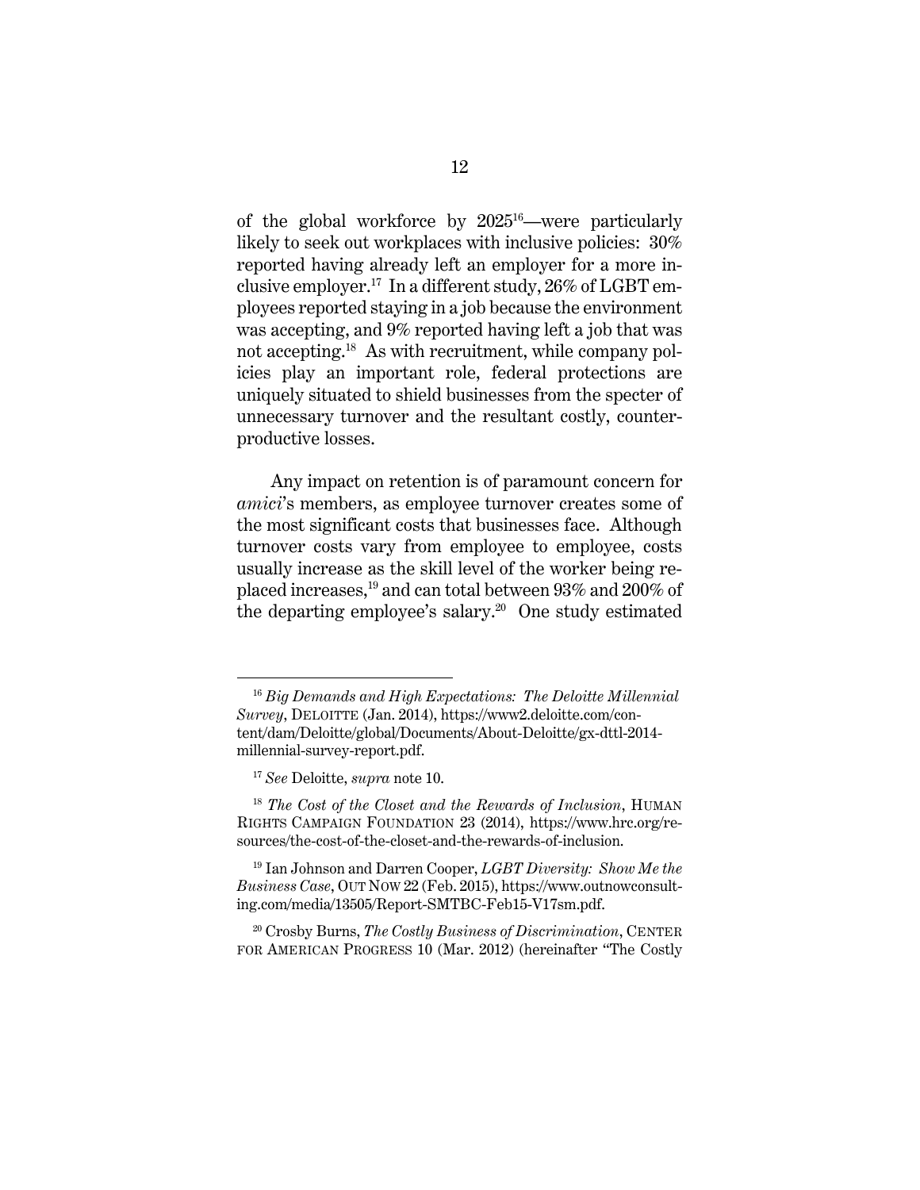of the global workforce by 2025[16]—were particularly likely to seek out workplaces with inclusive policies: 30% reported having already left an employer for a more inclusive employer.[17] In a different study, 26% of LGBT employees reported staying in a job because the environment was accepting, and 9% reported having left a job that was not accepting.[18] As with recruitment, while company policies play an important role, federal protections are uniquely situated to shield businesses from the specter of unnecessary turnover and the resultant costly, counterproductive losses.

Any impact on retention is of paramount concern for *amici*'s members, as employee turnover creates some of the most significant costs that businesses face. Although turnover costs vary from employee to employee, costs usually increase as the skill level of the worker being replaced increases,[19] and can total between 93% and 200% of the departing employee's salary.[20] One study estimated

---

[16] *Big Demands and High Expectations: The Deloitte Millennial Survey*, DELOITTE (Jan. 2014), https://www2.deloitte.com/content/dam/Deloitte/global/Documents/About-Deloitte/gx-dttl-2014-millennial-survey-report.pdf.

[17] *See* Deloitte, *supra* note 10.

[18] *The Cost of the Closet and the Rewards of Inclusion*, HUMAN RIGHTS CAMPAIGN FOUNDATION 23 (2014), https://www.hrc.org/resources/the-cost-of-the-closet-and-the-rewards-of-inclusion.

[19] Ian Johnson and Darren Cooper, *LGBT Diversity: Show Me the Business Case*, OUT NOW 22 (Feb. 2015), https://www.outnowconsulting.com/media/13505/Report-SMTBC-Feb15-V17sm.pdf.

[20] Crosby Burns, *The Costly Business of Discrimination*, CENTER FOR AMERICAN PROGRESS 10 (Mar. 2012) (hereinafter "The Costly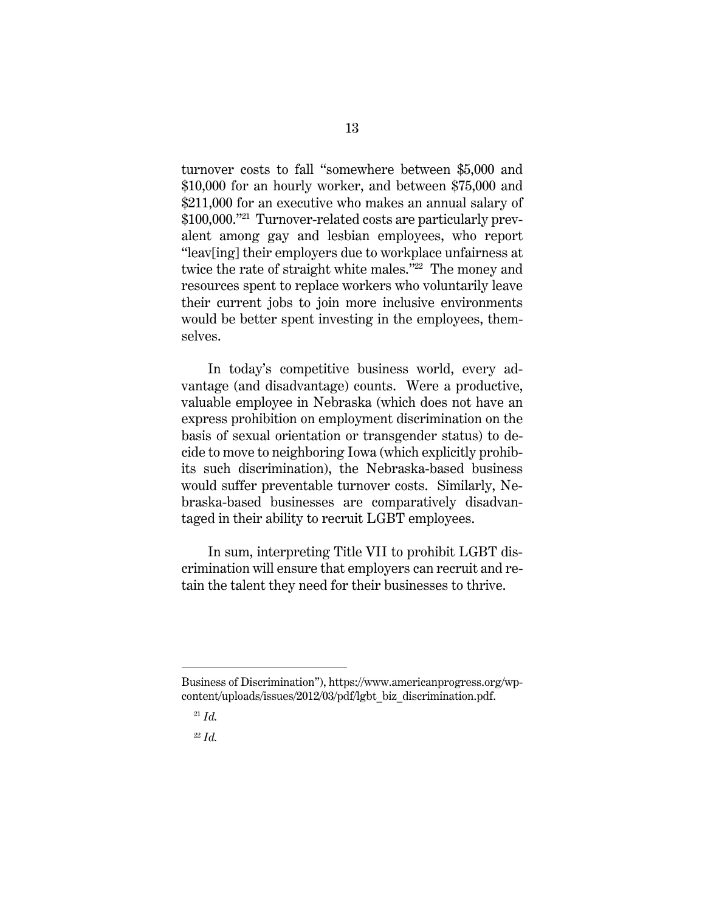turnover costs to fall "somewhere between $5,000 and $10,000 for an hourly worker, and between $75,000 and $211,000 for an executive who makes an annual salary of $100,000."[21] Turnover-related costs are particularly prevalent among gay and lesbian employees, who report "leav[ing] their employers due to workplace unfairness at twice the rate of straight white males."[22] The money and resources spent to replace workers who voluntarily leave their current jobs to join more inclusive environments would be better spent investing in the employees, themselves.

In today's competitive business world, every advantage (and disadvantage) counts. Were a productive, valuable employee in Nebraska (which does not have an express prohibition on employment discrimination on the basis of sexual orientation or transgender status) to decide to move to neighboring Iowa (which explicitly prohibits such discrimination), the Nebraska-based business would suffer preventable turnover costs. Similarly, Nebraska-based businesses are comparatively disadvantaged in their ability to recruit LGBT employees.

In sum, interpreting Title VII to prohibit LGBT discrimination will ensure that employers can recruit and retain the talent they need for their businesses to thrive.

---

Business of Discrimination"), https://www.americanprogress.org/wp-content/uploads/issues/2012/03/pdf/lgbt_biz_discrimination.pdf.

[21] *Id.*

[22] *Id.*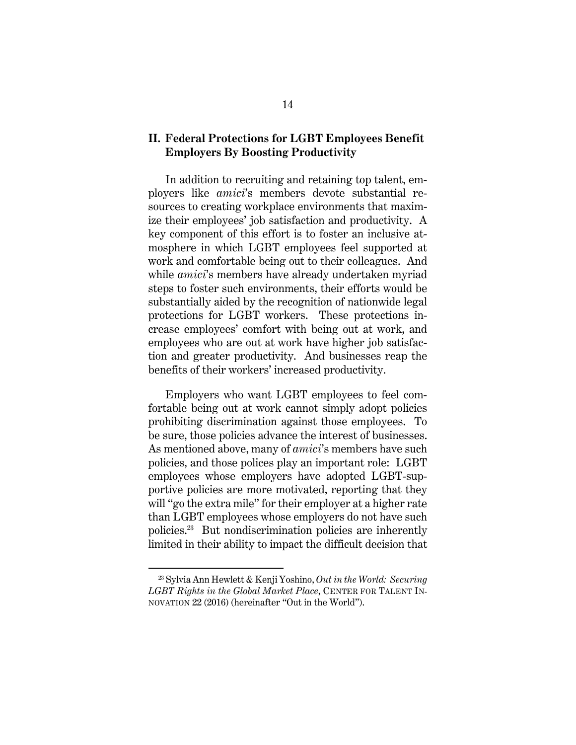## II. Federal Protections for LGBT Employees Benefit Employers By Boosting Productivity

In addition to recruiting and retaining top talent, employers like *amici*'s members devote substantial resources to creating workplace environments that maximize their employees' job satisfaction and productivity. A key component of this effort is to foster an inclusive atmosphere in which LGBT employees feel supported at work and comfortable being out to their colleagues. And while *amici*'s members have already undertaken myriad steps to foster such environments, their efforts would be substantially aided by the recognition of nationwide legal protections for LGBT workers. These protections increase employees' comfort with being out at work, and employees who are out at work have higher job satisfaction and greater productivity. And businesses reap the benefits of their workers' increased productivity.

Employers who want LGBT employees to feel comfortable being out at work cannot simply adopt policies prohibiting discrimination against those employees. To be sure, those policies advance the interest of businesses. As mentioned above, many of *amici*'s members have such policies, and those polices play an important role: LGBT employees whose employers have adopted LGBT-supportive policies are more motivated, reporting that they will "go the extra mile" for their employer at a higher rate than LGBT employees whose employers do not have such policies.[23] But nondiscrimination policies are inherently limited in their ability to impact the difficult decision that

---

[23] Sylvia Ann Hewlett & Kenji Yoshino, *Out in the World: Securing LGBT Rights in the Global Market Place*, CENTER FOR TALENT INNOVATION 22 (2016) (hereinafter "Out in the World").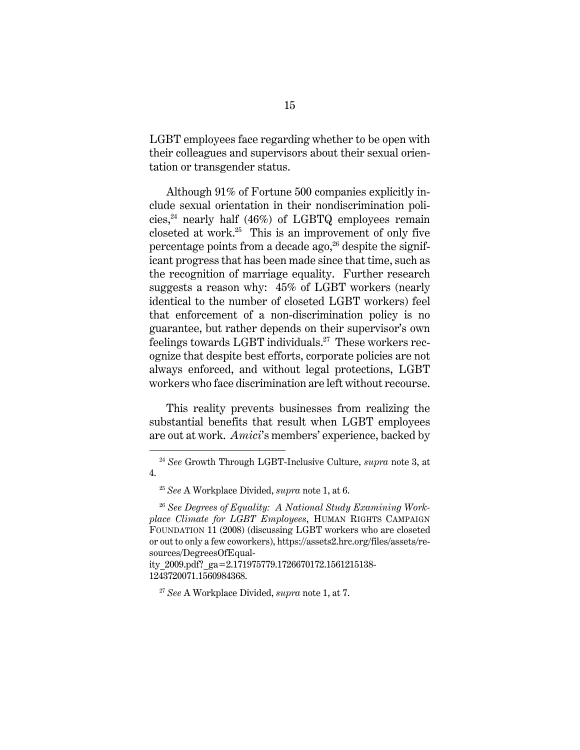LGBT employees face regarding whether to be open with their colleagues and supervisors about their sexual orientation or transgender status.

Although 91% of Fortune 500 companies explicitly include sexual orientation in their nondiscrimination policies,[24] nearly half (46%) of LGBTQ employees remain closeted at work.[25] This is an improvement of only five percentage points from a decade ago,[26] despite the significant progress that has been made since that time, such as the recognition of marriage equality. Further research suggests a reason why: 45% of LGBT workers (nearly identical to the number of closeted LGBT workers) feel that enforcement of a non-discrimination policy is no guarantee, but rather depends on their supervisor's own feelings towards LGBT individuals.[27] These workers recognize that despite best efforts, corporate policies are not always enforced, and without legal protections, LGBT workers who face discrimination are left without recourse.

This reality prevents businesses from realizing the substantial benefits that result when LGBT employees are out at work. *Amici*'s members' experience, backed by

---

[24] *See* Growth Through LGBT-Inclusive Culture, *supra* note 3, at 4.

[25] *See* A Workplace Divided, *supra* note 1, at 6.

[26] *See Degrees of Equality: A National Study Examining Workplace Climate for LGBT Employees*, HUMAN RIGHTS CAMPAIGN FOUNDATION 11 (2008) (discussing LGBT workers who are closeted or out to only a few coworkers), https://assets2.hrc.org/files/assets/resources/DegreesOfEquality_2009.pdf?_ga=2.171975779.1726670172.1561215138-1243720071.1560984368.

[27] *See* A Workplace Divided, *supra* note 1, at 7.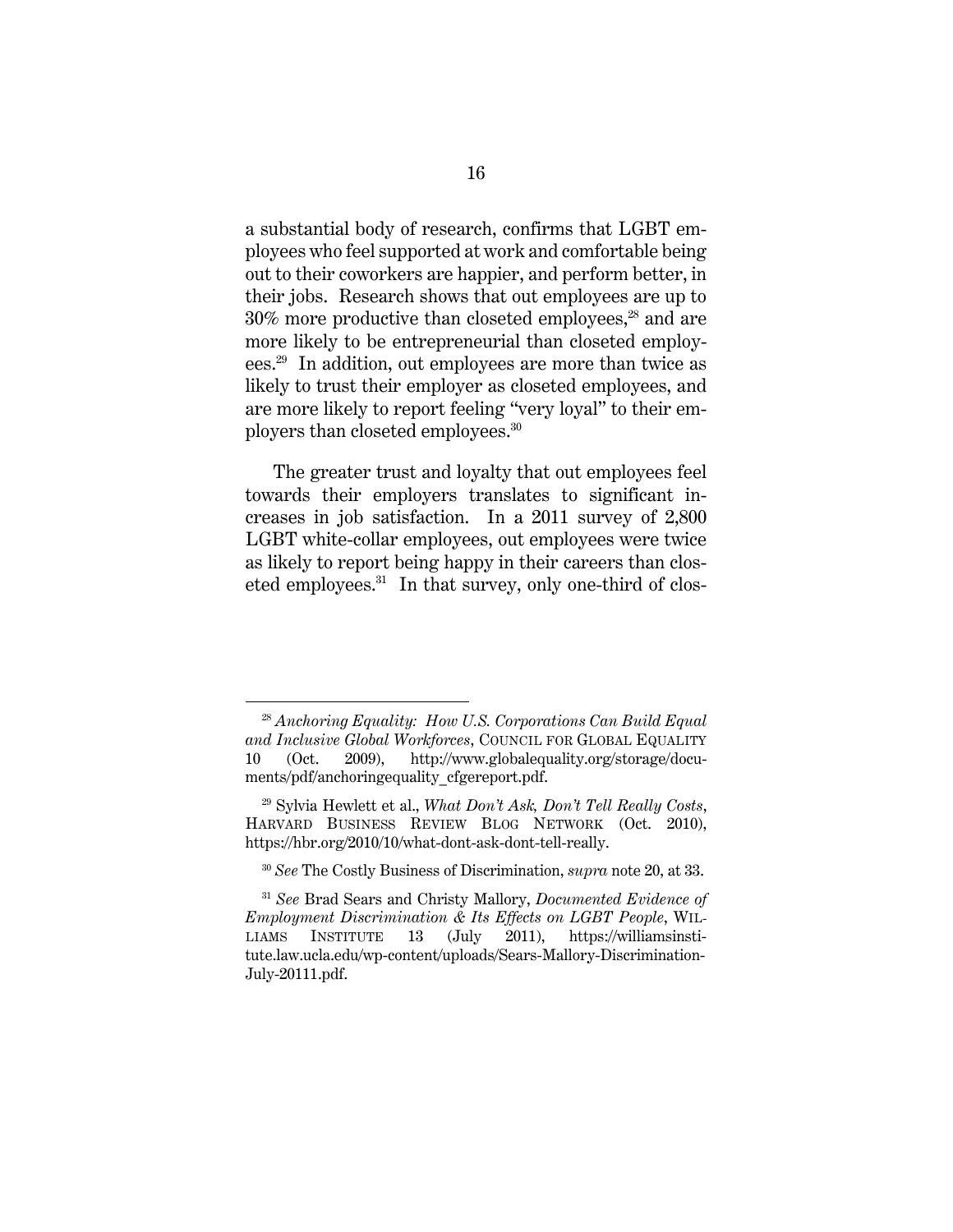a substantial body of research, confirms that LGBT employees who feel supported at work and comfortable being out to their coworkers are happier, and perform better, in their jobs. Research shows that out employees are up to 30% more productive than closeted employees,[28] and are more likely to be entrepreneurial than closeted employees.[29] In addition, out employees are more than twice as likely to trust their employer as closeted employees, and are more likely to report feeling "very loyal" to their employers than closeted employees.[30]

The greater trust and loyalty that out employees feel towards their employers translates to significant increases in job satisfaction. In a 2011 survey of 2,800 LGBT white-collar employees, out employees were twice as likely to report being happy in their careers than closeted employees.[31] In that survey, only one-third of clos-

---

[28] *Anchoring Equality: How U.S. Corporations Can Build Equal and Inclusive Global Workforces*, COUNCIL FOR GLOBAL EQUALITY 10 (Oct. 2009), http://www.globalequality.org/storage/documents/pdf/anchoringequality_cfgereport.pdf.

[29] Sylvia Hewlett et al., *What Don't Ask, Don't Tell Really Costs*, HARVARD BUSINESS REVIEW BLOG NETWORK (Oct. 2010), https://hbr.org/2010/10/what-dont-ask-dont-tell-really.

[30] *See* The Costly Business of Discrimination, *supra* note 20, at 33.

[31] *See* Brad Sears and Christy Mallory, *Documented Evidence of Employment Discrimination & Its Effects on LGBT People*, WILLIAMS INSTITUTE 13 (July 2011), https://williamsinstitute.law.ucla.edu/wp-content/uploads/Sears-Mallory-Discrimination-July-20111.pdf.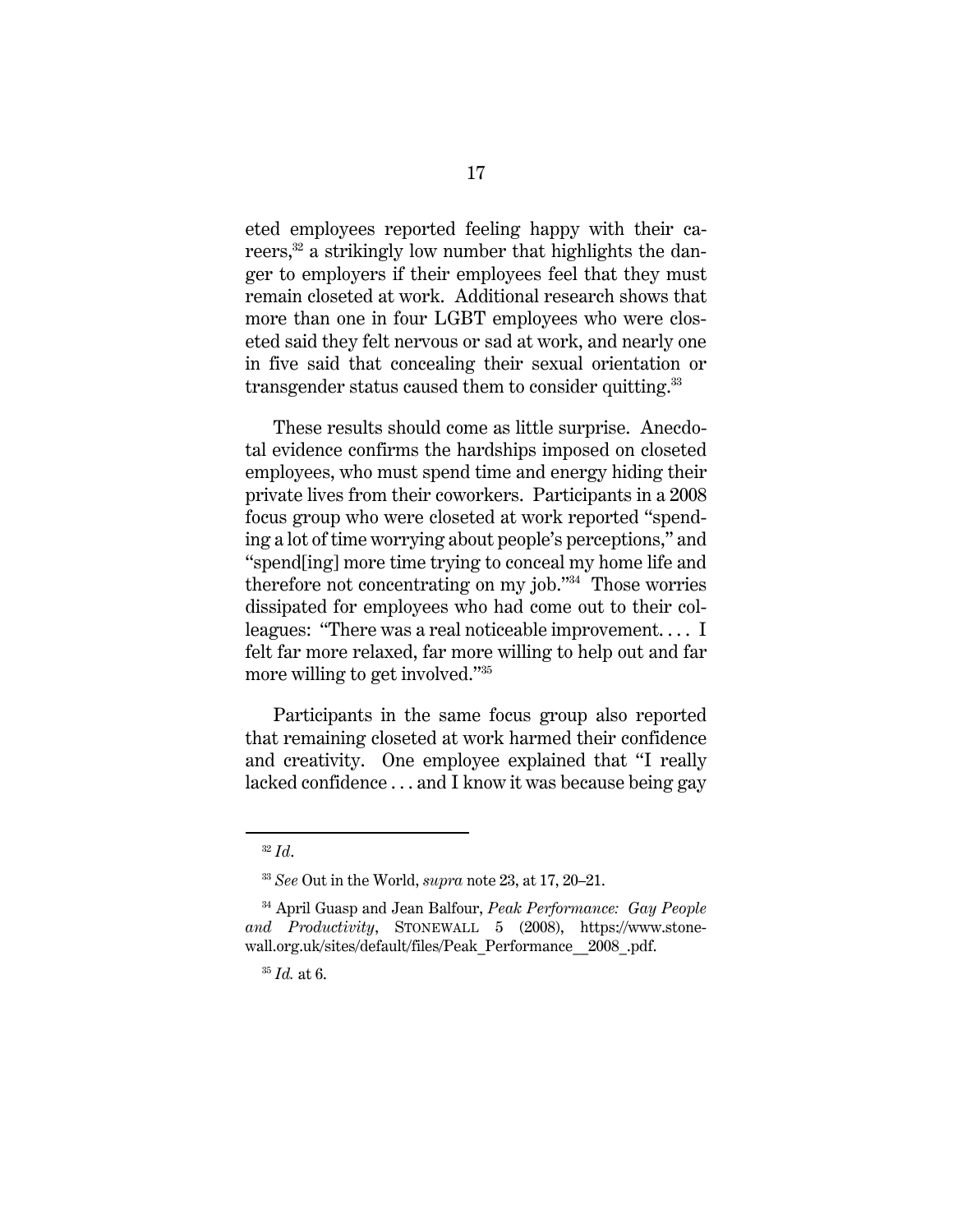eted employees reported feeling happy with their careers,[32] a strikingly low number that highlights the danger to employers if their employees feel that they must remain closeted at work. Additional research shows that more than one in four LGBT employees who were closeted said they felt nervous or sad at work, and nearly one in five said that concealing their sexual orientation or transgender status caused them to consider quitting.[33]

These results should come as little surprise. Anecdotal evidence confirms the hardships imposed on closeted employees, who must spend time and energy hiding their private lives from their coworkers. Participants in a 2008 focus group who were closeted at work reported "spending a lot of time worrying about people's perceptions," and "spend[ing] more time trying to conceal my home life and therefore not concentrating on my job."[34] Those worries dissipated for employees who had come out to their colleagues: "There was a real noticeable improvement. . . . I felt far more relaxed, far more willing to help out and far more willing to get involved."[35]

Participants in the same focus group also reported that remaining closeted at work harmed their confidence and creativity. One employee explained that "I really lacked confidence . . . and I know it was because being gay

---

[32] *Id.*

[33] *See* Out in the World, *supra* note 23, at 17, 20–21.

[34] April Guasp and Jean Balfour, *Peak Performance: Gay People and Productivity*, STONEWALL 5 (2008), https://www.stonewall.org.uk/sites/default/files/Peak_Performance__2008_.pdf.

[35] *Id.* at 6.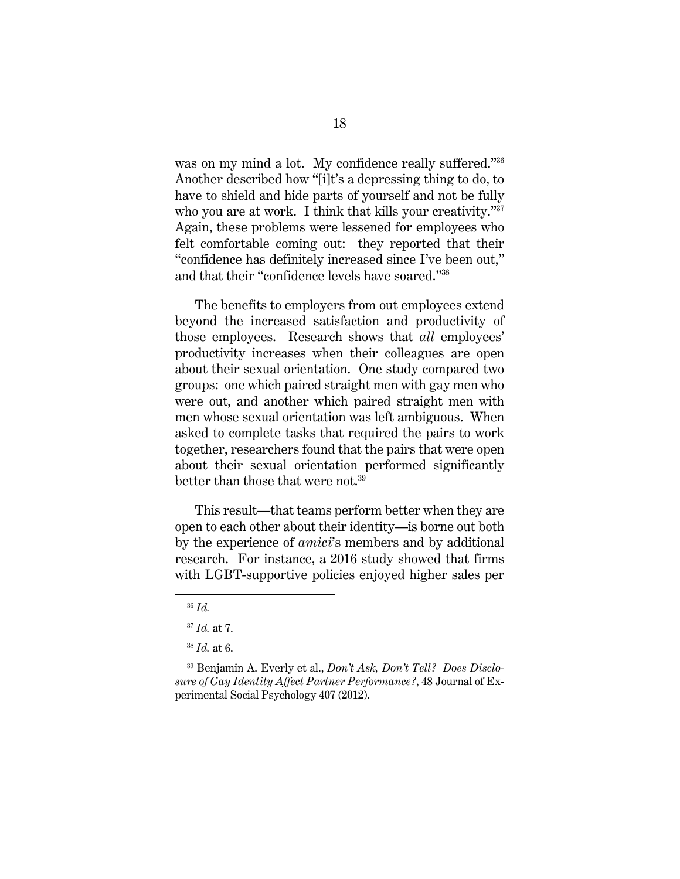was on my mind a lot. My confidence really suffered."[36] Another described how "[i]t's a depressing thing to do, to have to shield and hide parts of yourself and not be fully who you are at work. I think that kills your creativity."[37] Again, these problems were lessened for employees who felt comfortable coming out: they reported that their "confidence has definitely increased since I've been out," and that their "confidence levels have soared."[38]

The benefits to employers from out employees extend beyond the increased satisfaction and productivity of those employees. Research shows that *all* employees' productivity increases when their colleagues are open about their sexual orientation. One study compared two groups: one which paired straight men with gay men who were out, and another which paired straight men with men whose sexual orientation was left ambiguous. When asked to complete tasks that required the pairs to work together, researchers found that the pairs that were open about their sexual orientation performed significantly better than those that were not.[39]

This result—that teams perform better when they are open to each other about their identity—is borne out both by the experience of *amici*'s members and by additional research. For instance, a 2016 study showed that firms with LGBT-supportive policies enjoyed higher sales per

---

[36] *Id.*

[37] *Id.* at 7.

[38] *Id.* at 6.

[39] Benjamin A. Everly et al., *Don't Ask, Don't Tell? Does Disclosure of Gay Identity Affect Partner Performance?*, 48 Journal of Experimental Social Psychology 407 (2012).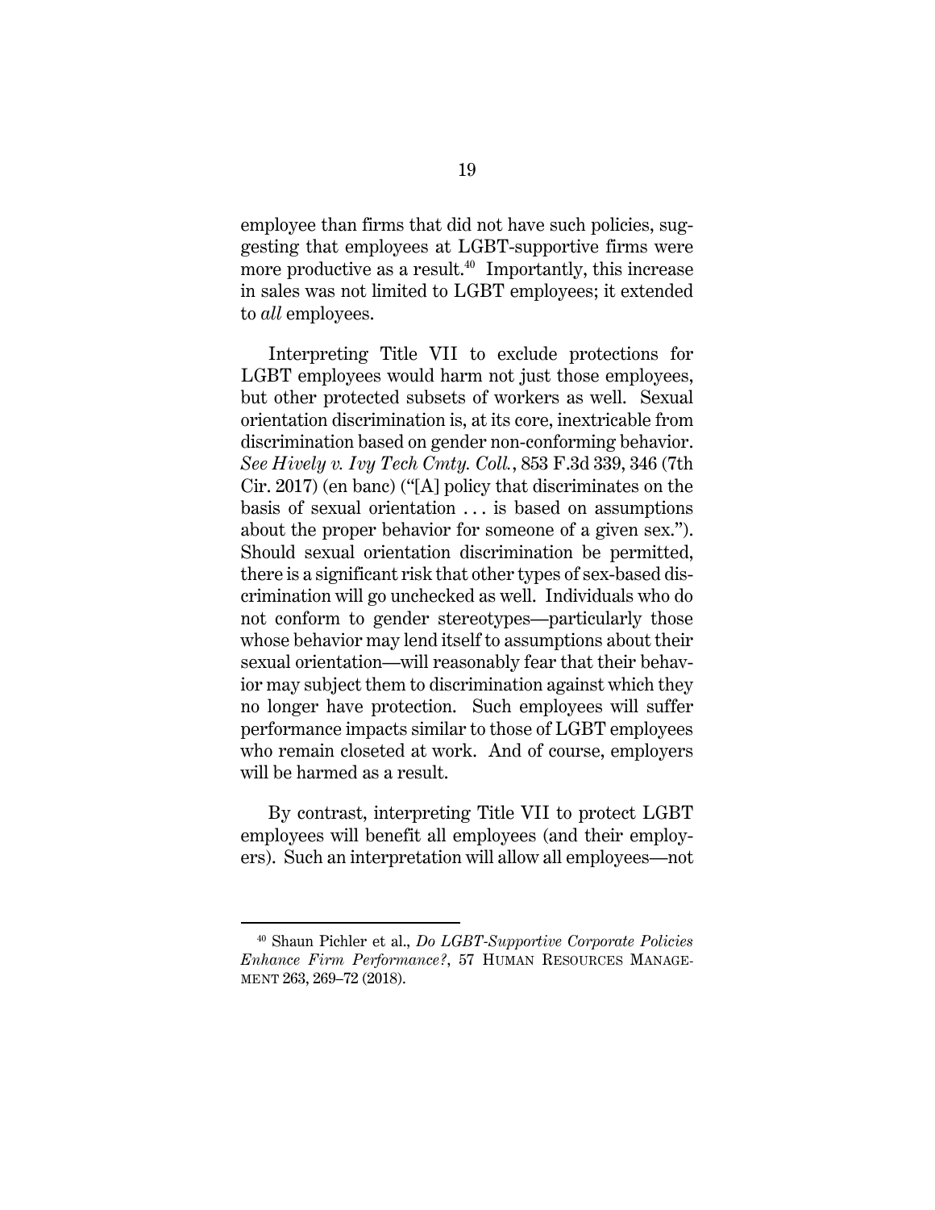employee than firms that did not have such policies, suggesting that employees at LGBT-supportive firms were more productive as a result.[40] Importantly, this increase in sales was not limited to LGBT employees; it extended to *all* employees.

Interpreting Title VII to exclude protections for LGBT employees would harm not just those employees, but other protected subsets of workers as well. Sexual orientation discrimination is, at its core, inextricable from discrimination based on gender non-conforming behavior. *See Hively v. Ivy Tech Cmty. Coll.*, 853 F.3d 339, 346 (7th Cir. 2017) (en banc) ("[A] policy that discriminates on the basis of sexual orientation . . . is based on assumptions about the proper behavior for someone of a given sex."). Should sexual orientation discrimination be permitted, there is a significant risk that other types of sex-based discrimination will go unchecked as well. Individuals who do not conform to gender stereotypes—particularly those whose behavior may lend itself to assumptions about their sexual orientation—will reasonably fear that their behavior may subject them to discrimination against which they no longer have protection. Such employees will suffer performance impacts similar to those of LGBT employees who remain closeted at work. And of course, employers will be harmed as a result.

By contrast, interpreting Title VII to protect LGBT employees will benefit all employees (and their employers). Such an interpretation will allow all employees—not

---

[40] Shaun Pichler et al., *Do LGBT-Supportive Corporate Policies Enhance Firm Performance?*, 57 HUMAN RESOURCES MANAGEMENT 263, 269–72 (2018).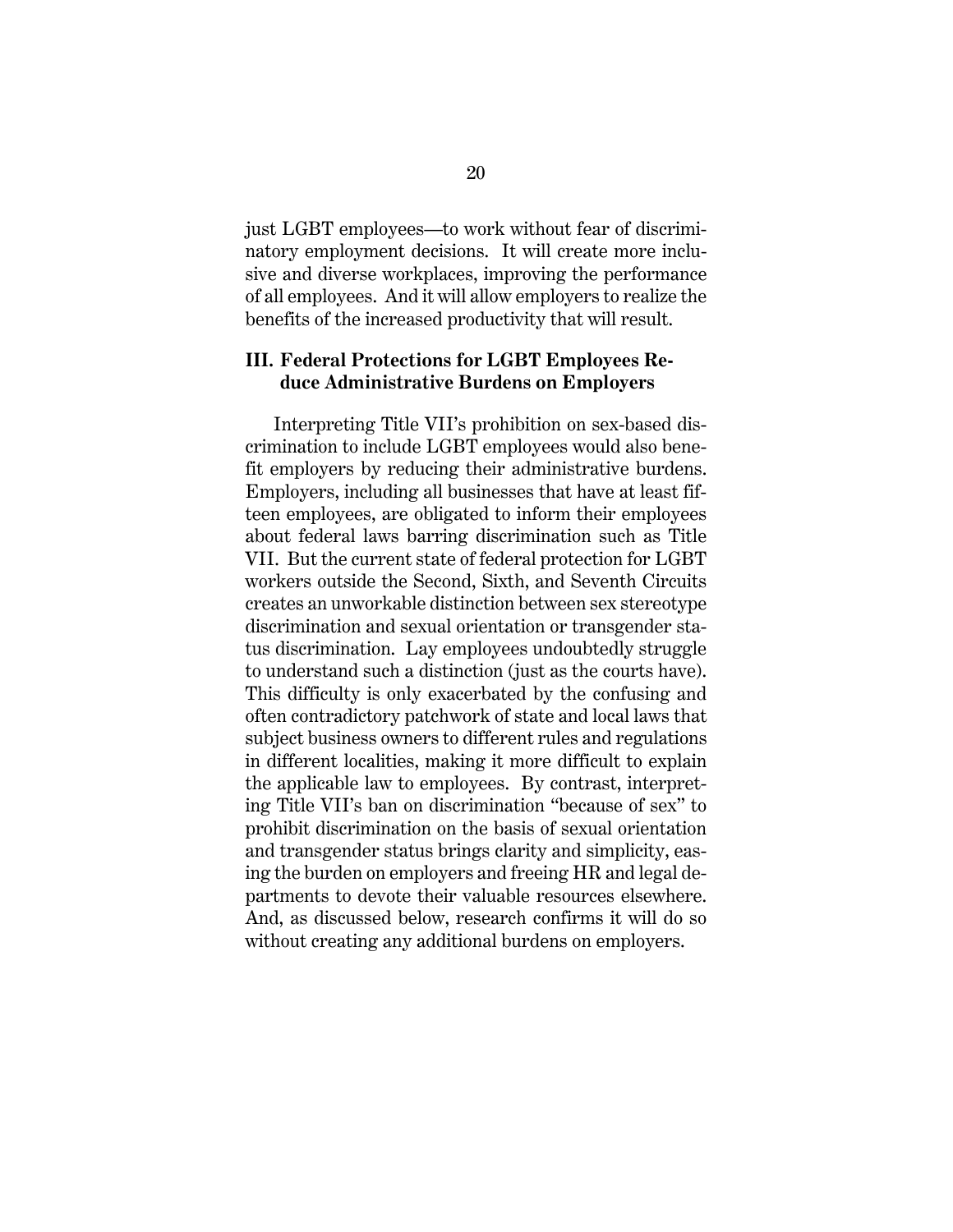just LGBT employees—to work without fear of discriminatory employment decisions. It will create more inclusive and diverse workplaces, improving the performance of all employees. And it will allow employers to realize the benefits of the increased productivity that will result.

### III. Federal Protections for LGBT Employees Reduce Administrative Burdens on Employers

Interpreting Title VII's prohibition on sex-based discrimination to include LGBT employees would also benefit employers by reducing their administrative burdens. Employers, including all businesses that have at least fifteen employees, are obligated to inform their employees about federal laws barring discrimination such as Title VII. But the current state of federal protection for LGBT workers outside the Second, Sixth, and Seventh Circuits creates an unworkable distinction between sex stereotype discrimination and sexual orientation or transgender status discrimination. Lay employees undoubtedly struggle to understand such a distinction (just as the courts have). This difficulty is only exacerbated by the confusing and often contradictory patchwork of state and local laws that subject business owners to different rules and regulations in different localities, making it more difficult to explain the applicable law to employees. By contrast, interpreting Title VII's ban on discrimination "because of sex" to prohibit discrimination on the basis of sexual orientation and transgender status brings clarity and simplicity, easing the burden on employers and freeing HR and legal departments to devote their valuable resources elsewhere. And, as discussed below, research confirms it will do so without creating any additional burdens on employers.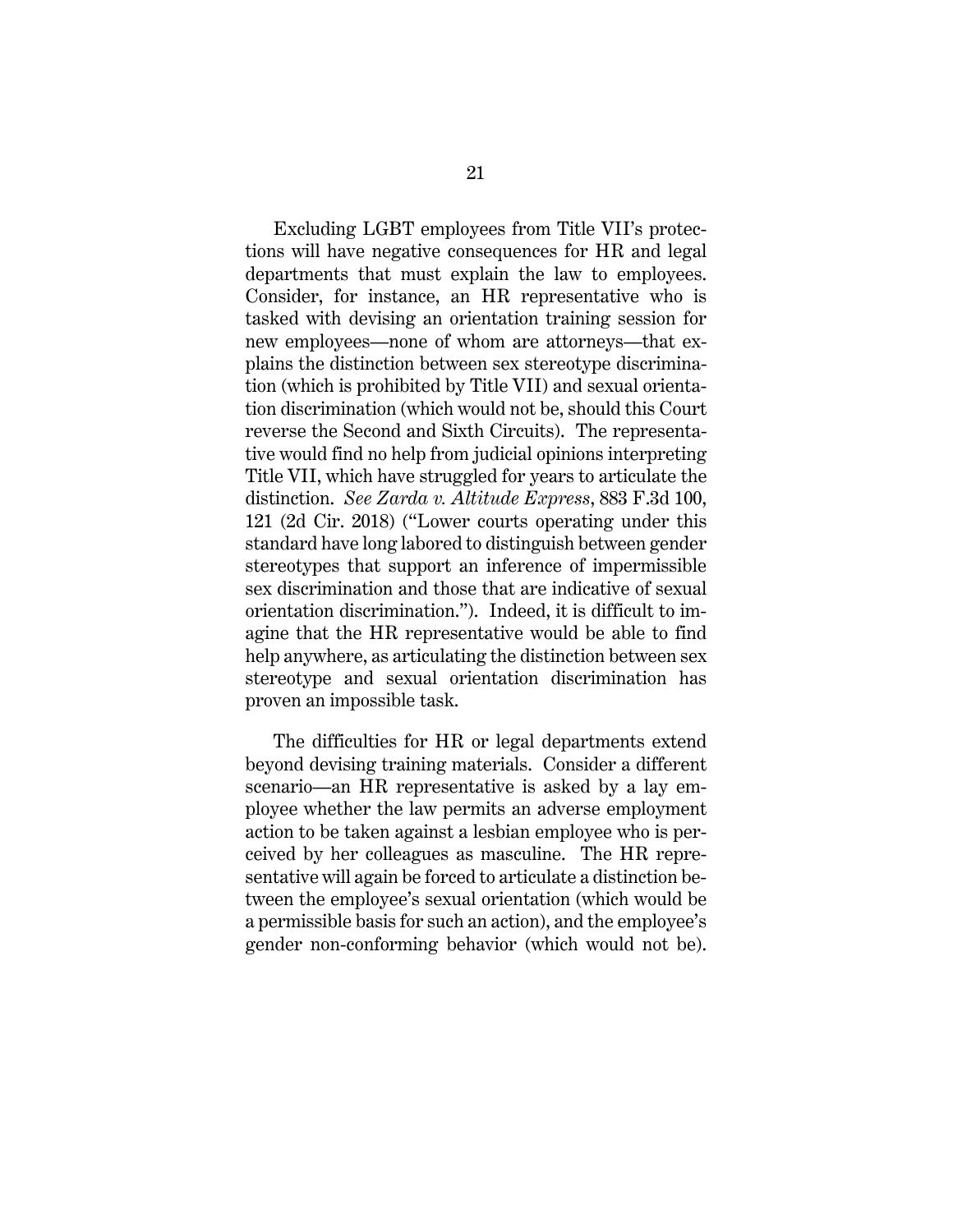Excluding LGBT employees from Title VII's protections will have negative consequences for HR and legal departments that must explain the law to employees. Consider, for instance, an HR representative who is tasked with devising an orientation training session for new employees—none of whom are attorneys—that explains the distinction between sex stereotype discrimination (which is prohibited by Title VII) and sexual orientation discrimination (which would not be, should this Court reverse the Second and Sixth Circuits). The representative would find no help from judicial opinions interpreting Title VII, which have struggled for years to articulate the distinction. *See Zarda v. Altitude Express*, 883 F.3d 100, 121 (2d Cir. 2018) ("Lower courts operating under this standard have long labored to distinguish between gender stereotypes that support an inference of impermissible sex discrimination and those that are indicative of sexual orientation discrimination."). Indeed, it is difficult to imagine that the HR representative would be able to find help anywhere, as articulating the distinction between sex stereotype and sexual orientation discrimination has proven an impossible task.

The difficulties for HR or legal departments extend beyond devising training materials. Consider a different scenario—an HR representative is asked by a lay employee whether the law permits an adverse employment action to be taken against a lesbian employee who is perceived by her colleagues as masculine. The HR representative will again be forced to articulate a distinction between the employee's sexual orientation (which would be a permissible basis for such an action), and the employee's gender non-conforming behavior (which would not be).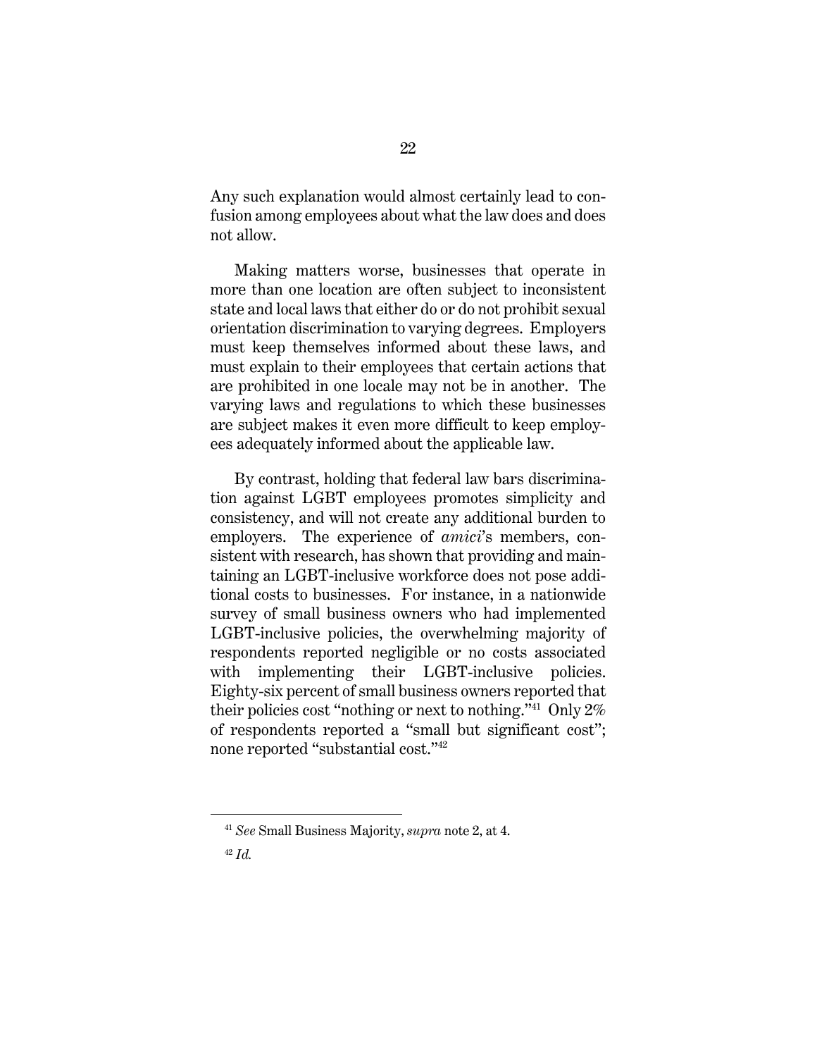Any such explanation would almost certainly lead to confusion among employees about what the law does and does not allow.

Making matters worse, businesses that operate in more than one location are often subject to inconsistent state and local laws that either do or do not prohibit sexual orientation discrimination to varying degrees. Employers must keep themselves informed about these laws, and must explain to their employees that certain actions that are prohibited in one locale may not be in another. The varying laws and regulations to which these businesses are subject makes it even more difficult to keep employees adequately informed about the applicable law.

By contrast, holding that federal law bars discrimination against LGBT employees promotes simplicity and consistency, and will not create any additional burden to employers. The experience of *amici*'s members, consistent with research, has shown that providing and maintaining an LGBT-inclusive workforce does not pose additional costs to businesses. For instance, in a nationwide survey of small business owners who had implemented LGBT-inclusive policies, the overwhelming majority of respondents reported negligible or no costs associated with implementing their LGBT-inclusive policies. Eighty-six percent of small business owners reported that their policies cost "nothing or next to nothing."[41] Only 2% of respondents reported a "small but significant cost"; none reported "substantial cost."[42]

---

[41] *See* Small Business Majority, *supra* note 2, at 4.

[42] *Id.*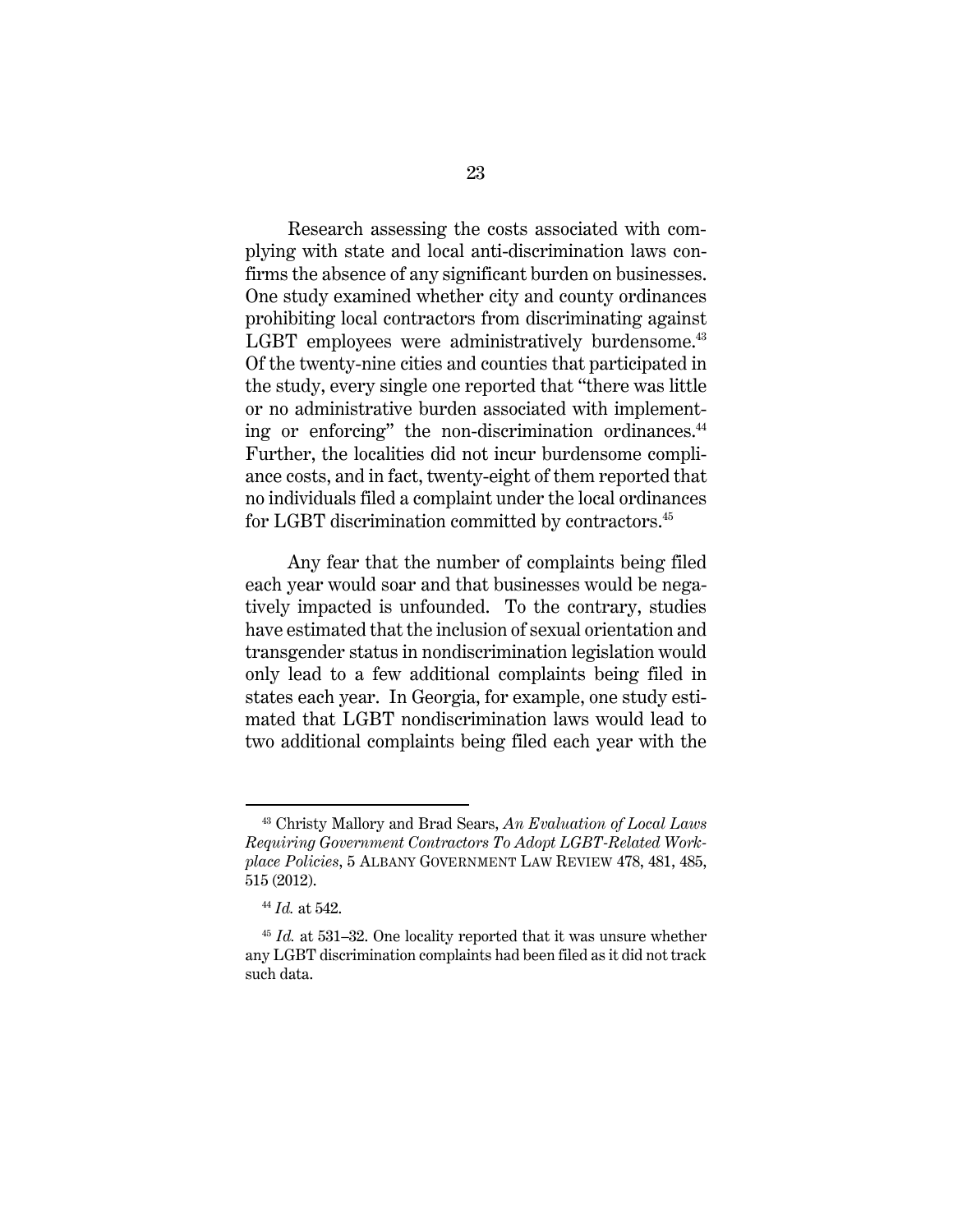Research assessing the costs associated with complying with state and local anti-discrimination laws confirms the absence of any significant burden on businesses. One study examined whether city and county ordinances prohibiting local contractors from discriminating against LGBT employees were administratively burdensome.[43] Of the twenty-nine cities and counties that participated in the study, every single one reported that "there was little or no administrative burden associated with implementing or enforcing" the non-discrimination ordinances.[44] Further, the localities did not incur burdensome compliance costs, and in fact, twenty-eight of them reported that no individuals filed a complaint under the local ordinances for LGBT discrimination committed by contractors.[45]

Any fear that the number of complaints being filed each year would soar and that businesses would be negatively impacted is unfounded. To the contrary, studies have estimated that the inclusion of sexual orientation and transgender status in nondiscrimination legislation would only lead to a few additional complaints being filed in states each year. In Georgia, for example, one study estimated that LGBT nondiscrimination laws would lead to two additional complaints being filed each year with the

---

[43] Christy Mallory and Brad Sears, *An Evaluation of Local Laws Requiring Government Contractors To Adopt LGBT-Related Workplace Policies*, 5 ALBANY GOVERNMENT LAW REVIEW 478, 481, 485, 515 (2012).

[44] *Id.* at 542.

[45] *Id.* at 531–32. One locality reported that it was unsure whether any LGBT discrimination complaints had been filed as it did not track such data.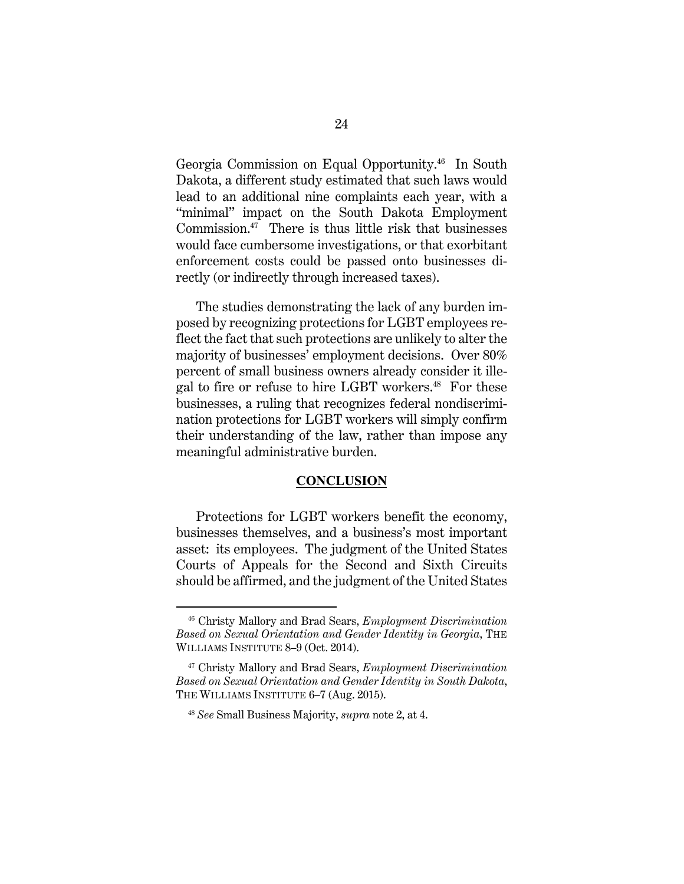Georgia Commission on Equal Opportunity.[46] In South Dakota, a different study estimated that such laws would lead to an additional nine complaints each year, with a "minimal" impact on the South Dakota Employment Commission.[47] There is thus little risk that businesses would face cumbersome investigations, or that exorbitant enforcement costs could be passed onto businesses directly (or indirectly through increased taxes).

The studies demonstrating the lack of any burden imposed by recognizing protections for LGBT employees reflect the fact that such protections are unlikely to alter the majority of businesses' employment decisions. Over 80% percent of small business owners already consider it illegal to fire or refuse to hire LGBT workers.[48] For these businesses, a ruling that recognizes federal nondiscrimination protections for LGBT workers will simply confirm their understanding of the law, rather than impose any meaningful administrative burden.

## CONCLUSION

Protections for LGBT workers benefit the economy, businesses themselves, and a business's most important asset: its employees. The judgment of the United States Courts of Appeals for the Second and Sixth Circuits should be affirmed, and the judgment of the United States

---

[46] Christy Mallory and Brad Sears, *Employment Discrimination Based on Sexual Orientation and Gender Identity in Georgia*, THE WILLIAMS INSTITUTE 8–9 (Oct. 2014).

[47] Christy Mallory and Brad Sears, *Employment Discrimination Based on Sexual Orientation and Gender Identity in South Dakota*, THE WILLIAMS INSTITUTE 6–7 (Aug. 2015).

[48] *See* Small Business Majority, *supra* note 2, at 4.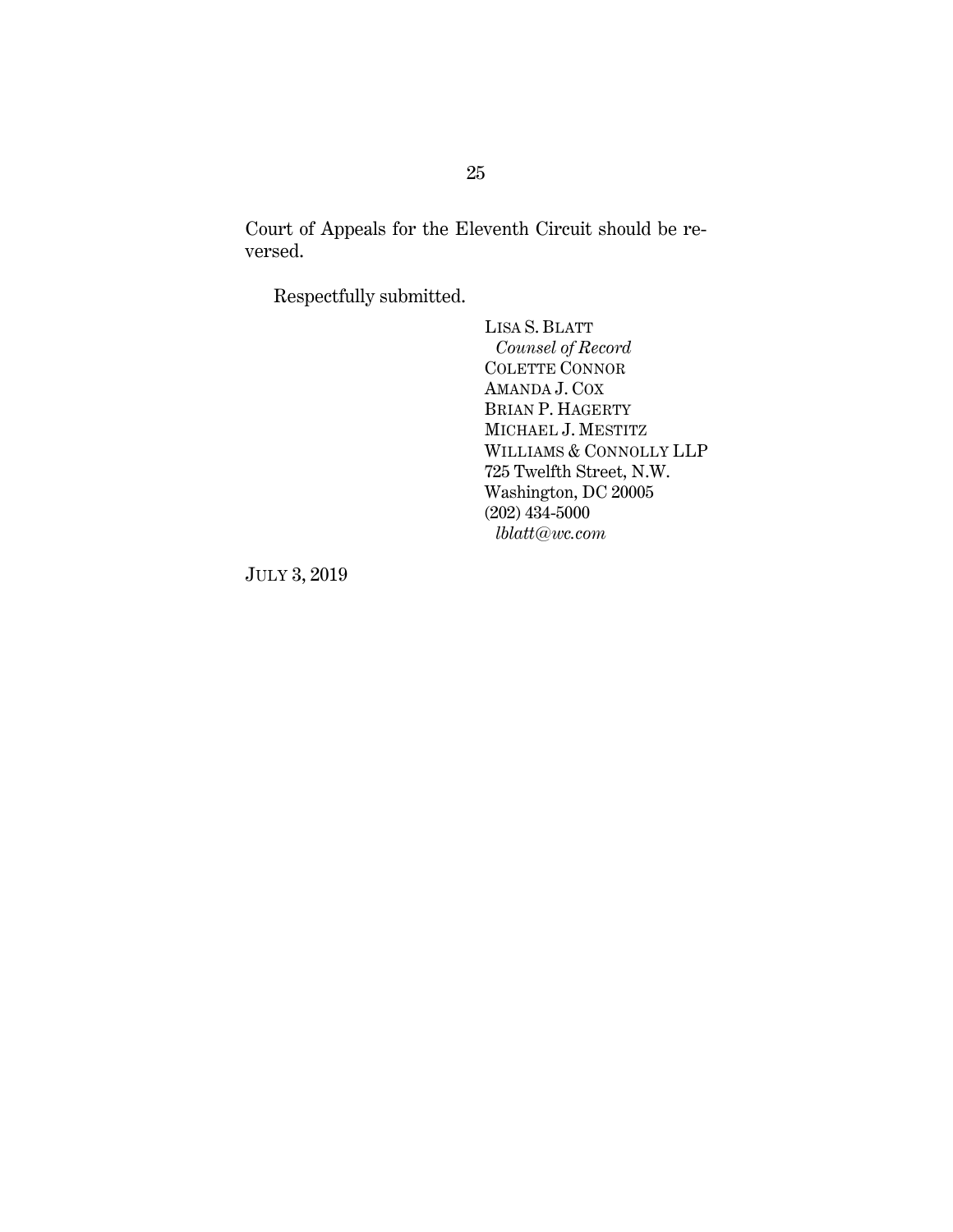Court of Appeals for the Eleventh Circuit should be reversed.

Respectfully submitted.

LISA S. BLATT
*Counsel of Record*
COLETTE CONNOR
AMANDA J. COX
BRIAN P. HAGERTY
MICHAEL J. MESTITZ
WILLIAMS & CONNOLLY LLP
725 Twelfth Street, N.W.
Washington, DC 20005
(202) 434-5000
*lblatt@wc.com*

JULY 3, 2019